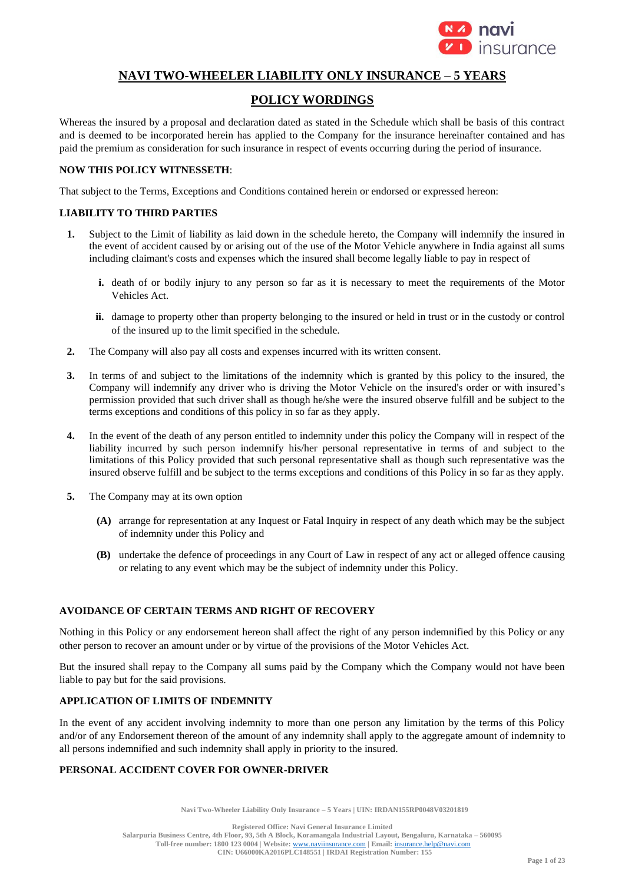# NAVI TWO-WHEELER LIABILITY ONLY INSURANCE – 5 YEARS

## POLICY WORDINGS

Whereas the insured by a proposal and declaration dated as stated in the Schedule which shall be basis of this contract and is deemed to be incorporated herein has applied to the Company for the insurance hereinafter contained and has paid the premium as consideration for such insurance in respect of events occurring during the period of insurance.

**NOW THIS POLICY WITNESSETH**:

That subject to the Terms, Exceptions and Conditions contained herein or endorsed or expressed hereon:

### LIABILITY TO THIRD PARTIES

1. Subject to the Limit of liability as laid down in the schedule hereto, the Company will indemnify the insured in the event of accident caused by or arising out of the use of the Motor Vehicle anywhere in India against all sums including claimant's costs and expenses which the insured shall become legally liable to pay in respect of

   i. death of or bodily injury to any person so far as it is necessary to meet the requirements of the Motor Vehicles Act.

   ii. damage to property other than property belonging to the insured or held in trust or in the custody or control of the insured up to the limit specified in the schedule.

2. The Company will also pay all costs and expenses incurred with its written consent.

3. In terms of and subject to the limitations of the indemnity which is granted by this policy to the insured, the Company will indemnify any driver who is driving the Motor Vehicle on the insured's order or with insured's permission provided that such driver shall as though he/she were the insured observe fulfill and be subject to the terms exceptions and conditions of this policy in so far as they apply.

4. In the event of the death of any person entitled to indemnity under this policy the Company will in respect of the liability incurred by such person indemnify his/her personal representative in terms of and subject to the limitations of this Policy provided that such personal representative shall as though such representative was the insured observe fulfill and be subject to the terms exceptions and conditions of this Policy in so far as they apply.

5. The Company may at its own option

   **(A)** arrange for representation at any Inquest or Fatal Inquiry in respect of any death which may be the subject of indemnity under this Policy and

   **(B)** undertake the defence of proceedings in any Court of Law in respect of any act or alleged offence causing or relating to any event which may be the subject of indemnity under this Policy.

### AVOIDANCE OF CERTAIN TERMS AND RIGHT OF RECOVERY

Nothing in this Policy or any endorsement hereon shall affect the right of any person indemnified by this Policy or any other person to recover an amount under or by virtue of the provisions of the Motor Vehicles Act.

But the insured shall repay to the Company all sums paid by the Company which the Company would not have been liable to pay but for the said provisions.

### APPLICATION OF LIMITS OF INDEMNITY

In the event of any accident involving indemnity to more than one person any limitation by the terms of this Policy and/or of any Endorsement thereon of the amount of any indemnity shall apply to the aggregate amount of indemnity to all persons indemnified and such indemnity shall apply in priority to the insured.

### PERSONAL ACCIDENT COVER FOR OWNER-DRIVER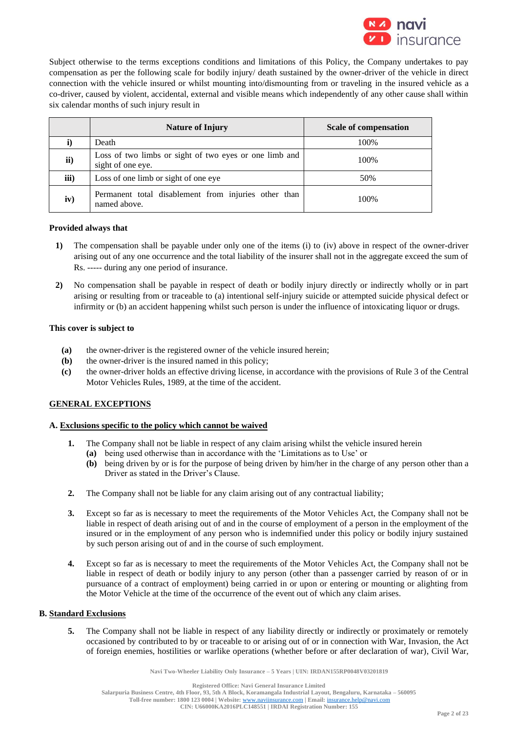Subject otherwise to the terms exceptions conditions and limitations of this Policy, the Company undertakes to pay compensation as per the following scale for bodily injury/ death sustained by the owner-driver of the vehicle in direct connection with the vehicle insured or whilst mounting into/dismounting from or traveling in the insured vehicle as a co-driver, caused by violent, accidental, external and visible means which independently of any other cause shall within six calendar months of such injury result in

| | Nature of Injury | Scale of compensation |
|---|---|---|
| i) | Death | 100% |
| ii) | Loss of two limbs or sight of two eyes or one limb and sight of one eye. | 100% |
| iii) | Loss of one limb or sight of one eye | 50% |
| iv) | Permanent total disablement from injuries other than named above. | 100% |

**Provided always that**

1) The compensation shall be payable under only one of the items (i) to (iv) above in respect of the owner-driver arising out of any one occurrence and the total liability of the insurer shall not in the aggregate exceed the sum of Rs. ----- during any one period of insurance.

2) No compensation shall be payable in respect of death or bodily injury directly or indirectly wholly or in part arising or resulting from or traceable to (a) intentional self-injury suicide or attempted suicide physical defect or infirmity or (b) an accident happening whilst such person is under the influence of intoxicating liquor or drugs.

**This cover is subject to**

- **(a)** the owner-driver is the registered owner of the vehicle insured herein;
- **(b)** the owner-driver is the insured named in this policy;
- **(c)** the owner-driver holds an effective driving license, in accordance with the provisions of Rule 3 of the Central Motor Vehicles Rules, 1989, at the time of the accident.

## GENERAL EXCEPTIONS

### A. Exclusions specific to the policy which cannot be waived

1. The Company shall not be liable in respect of any claim arising whilst the vehicle insured herein
   - **(a)** being used otherwise than in accordance with the 'Limitations as to Use' or
   - **(b)** being driven by or is for the purpose of being driven by him/her in the charge of any person other than a Driver as stated in the Driver's Clause.

2. The Company shall not be liable for any claim arising out of any contractual liability;

3. Except so far as is necessary to meet the requirements of the Motor Vehicles Act, the Company shall not be liable in respect of death arising out of and in the course of employment of a person in the employment of the insured or in the employment of any person who is indemnified under this policy or bodily injury sustained by such person arising out of and in the course of such employment.

4. Except so far as is necessary to meet the requirements of the Motor Vehicles Act, the Company shall not be liable in respect of death or bodily injury to any person (other than a passenger carried by reason of or in pursuance of a contract of employment) being carried in or upon or entering or mounting or alighting from the Motor Vehicle at the time of the occurrence of the event out of which any claim arises.

### B. Standard Exclusions

5. The Company shall not be liable in respect of any liability directly or indirectly or proximately or remotely occasioned by contributed to by or traceable to or arising out of or in connection with War, Invasion, the Act of foreign enemies, hostilities or warlike operations (whether before or after declaration of war), Civil War,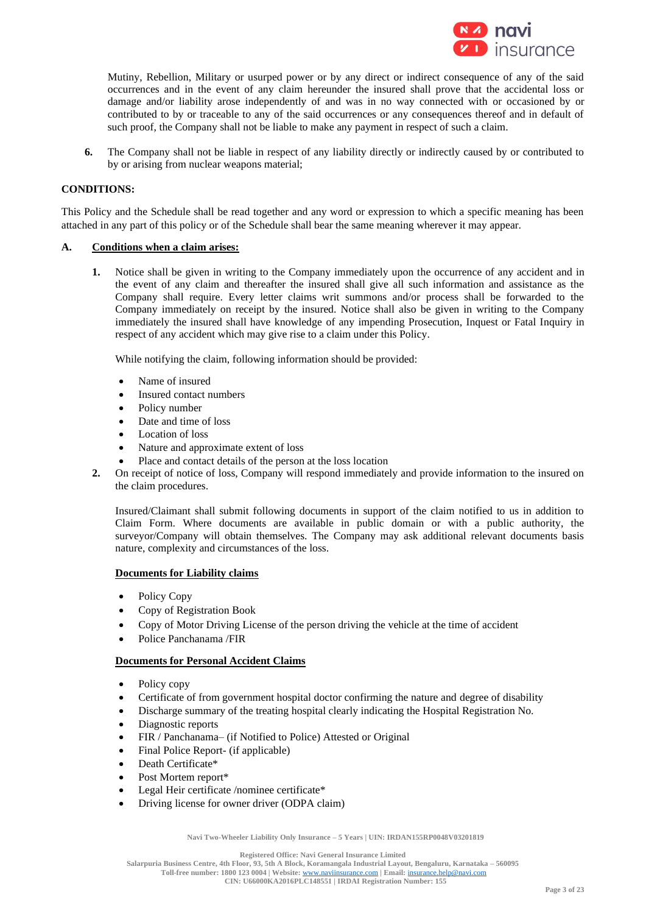Mutiny, Rebellion, Military or usurped power or by any direct or indirect consequence of any of the said occurrences and in the event of any claim hereunder the insured shall prove that the accidental loss or damage and/or liability arose independently of and was in no way connected with or occasioned by or contributed to by or traceable to any of the said occurrences or any consequences thereof and in default of such proof, the Company shall not be liable to make any payment in respect of such a claim.

6. The Company shall not be liable in respect of any liability directly or indirectly caused by or contributed to by or arising from nuclear weapons material;

**CONDITIONS:**

This Policy and the Schedule shall be read together and any word or expression to which a specific meaning has been attached in any part of this policy or of the Schedule shall bear the same meaning wherever it may appear.

**A. <u>Conditions when a claim arises:</u>**

1. Notice shall be given in writing to the Company immediately upon the occurrence of any accident and in the event of any claim and thereafter the insured shall give all such information and assistance as the Company shall require. Every letter claims writ summons and/or process shall be forwarded to the Company immediately on receipt by the insured. Notice shall also be given in writing to the Company immediately the insured shall have knowledge of any impending Prosecution, Inquest or Fatal Inquiry in respect of any accident which may give rise to a claim under this Policy.

   While notifying the claim, following information should be provided:

   - Name of insured
   - Insured contact numbers
   - Policy number
   - Date and time of loss
   - Location of loss
   - Nature and approximate extent of loss
   - Place and contact details of the person at the loss location

2. On receipt of notice of loss, Company will respond immediately and provide information to the insured on the claim procedures.

   Insured/Claimant shall submit following documents in support of the claim notified to us in addition to Claim Form. Where documents are available in public domain or with a public authority, the surveyor/Company will obtain themselves. The Company may ask additional relevant documents basis nature, complexity and circumstances of the loss.

   **<u>Documents for Liability claims</u>**

   - Policy Copy
   - Copy of Registration Book
   - Copy of Motor Driving License of the person driving the vehicle at the time of accident
   - Police Panchanama /FIR

   **<u>Documents for Personal Accident Claims</u>**

   - Policy copy
   - Certificate of from government hospital doctor confirming the nature and degree of disability
   - Discharge summary of the treating hospital clearly indicating the Hospital Registration No.
   - Diagnostic reports
   - FIR / Panchanama– (if Notified to Police) Attested or Original
   - Final Police Report- (if applicable)
   - Death Certificate*
   - Post Mortem report*
   - Legal Heir certificate /nominee certificate*
   - Driving license for owner driver (ODPA claim)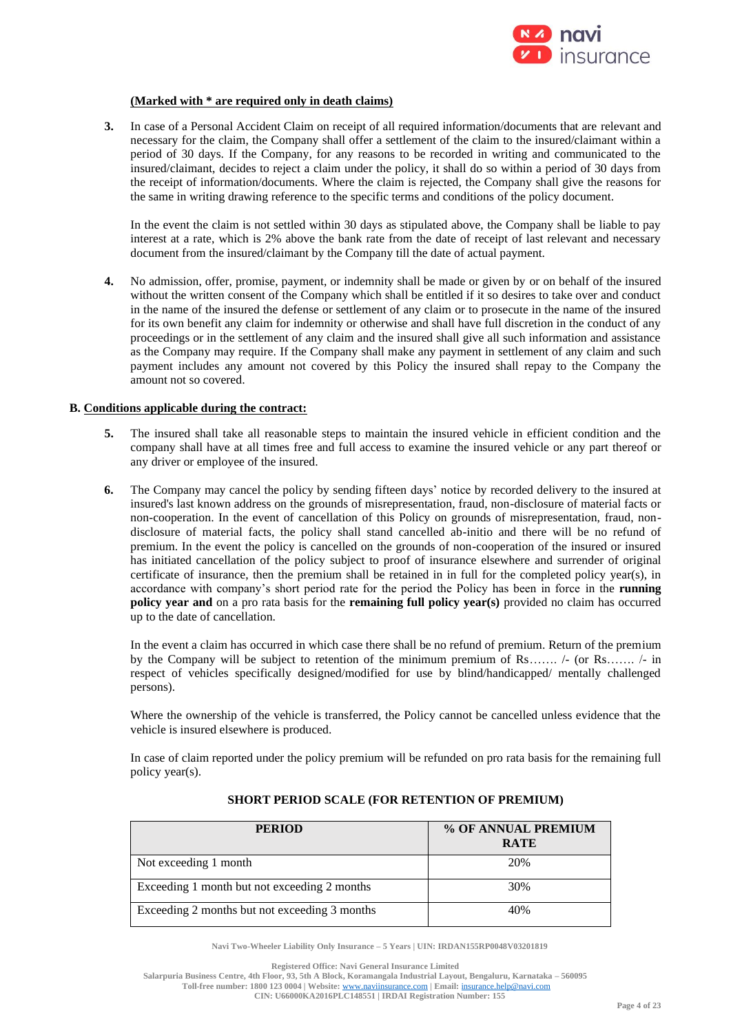**(Marked with * are required only in death claims)**

3. In case of a Personal Accident Claim on receipt of all required information/documents that are relevant and necessary for the claim, the Company shall offer a settlement of the claim to the insured/claimant within a period of 30 days. If the Company, for any reasons to be recorded in writing and communicated to the insured/claimant, decides to reject a claim under the policy, it shall do so within a period of 30 days from the receipt of information/documents. Where the claim is rejected, the Company shall give the reasons for the same in writing drawing reference to the specific terms and conditions of the policy document.

   In the event the claim is not settled within 30 days as stipulated above, the Company shall be liable to pay interest at a rate, which is 2% above the bank rate from the date of receipt of last relevant and necessary document from the insured/claimant by the Company till the date of actual payment.

4. No admission, offer, promise, payment, or indemnity shall be made or given by or on behalf of the insured without the written consent of the Company which shall be entitled if it so desires to take over and conduct in the name of the insured the defense or settlement of any claim or to prosecute in the name of the insured for its own benefit any claim for indemnity or otherwise and shall have full discretion in the conduct of any proceedings or in the settlement of any claim and the insured shall give all such information and assistance as the Company may require. If the Company shall make any payment in settlement of any claim and such payment includes any amount not covered by this Policy the insured shall repay to the Company the amount not so covered.

**B. Conditions applicable during the contract:**

5. The insured shall take all reasonable steps to maintain the insured vehicle in efficient condition and the company shall have at all times free and full access to examine the insured vehicle or any part thereof or any driver or employee of the insured.

6. The Company may cancel the policy by sending fifteen days' notice by recorded delivery to the insured at insured's last known address on the grounds of misrepresentation, fraud, non-disclosure of material facts or non-cooperation. In the event of cancellation of this Policy on grounds of misrepresentation, fraud, non-disclosure of material facts, the policy shall stand cancelled ab-initio and there will be no refund of premium. In the event the policy is cancelled on the grounds of non-cooperation of the insured or insured has initiated cancellation of the policy subject to proof of insurance elsewhere and surrender of original certificate of insurance, then the premium shall be retained in in full for the completed policy year(s), in accordance with company's short period rate for the period the Policy has been in force in the **running policy year and** on a pro rata basis for the **remaining full policy year(s)** provided no claim has occurred up to the date of cancellation.

   In the event a claim has occurred in which case there shall be no refund of premium. Return of the premium by the Company will be subject to retention of the minimum premium of Rs……. /- (or Rs……. /- in respect of vehicles specifically designed/modified for use by blind/handicapped/ mentally challenged persons).

   Where the ownership of the vehicle is transferred, the Policy cannot be cancelled unless evidence that the vehicle is insured elsewhere is produced.

   In case of claim reported under the policy premium will be refunded on pro rata basis for the remaining full policy year(s).

**SHORT PERIOD SCALE (FOR RETENTION OF PREMIUM)**

| PERIOD | % OF ANNUAL PREMIUM RATE |
|---|---|
| Not exceeding 1 month | 20% |
| Exceeding 1 month but not exceeding 2 months | 30% |
| Exceeding 2 months but not exceeding 3 months | 40% |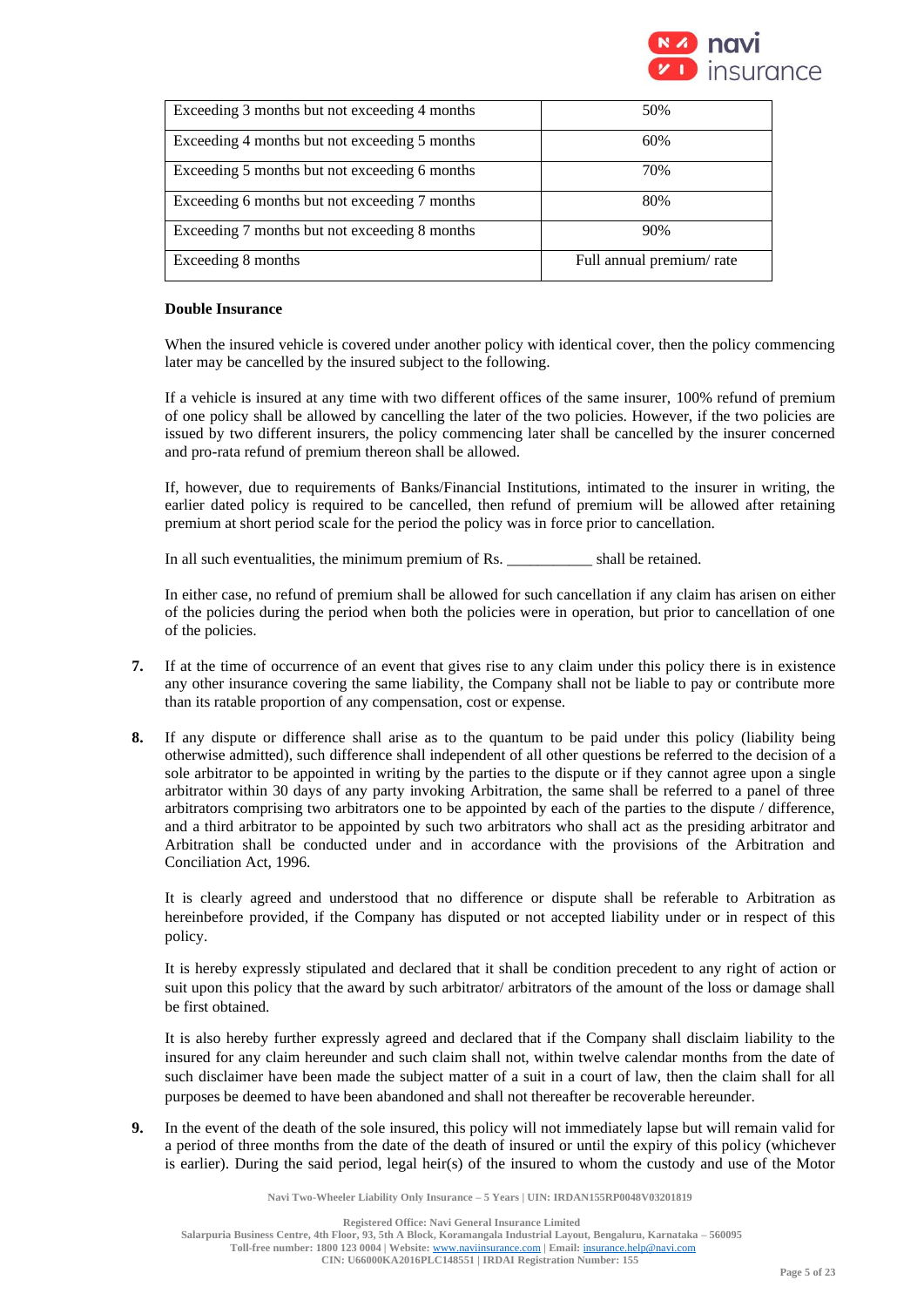| Exceeding 3 months but not exceeding 4 months | 50% |
|---|---|
| Exceeding 4 months but not exceeding 5 months | 60% |
| Exceeding 5 months but not exceeding 6 months | 70% |
| Exceeding 6 months but not exceeding 7 months | 80% |
| Exceeding 7 months but not exceeding 8 months | 90% |
| Exceeding 8 months | Full annual premium/ rate |

**Double Insurance**

When the insured vehicle is covered under another policy with identical cover, then the policy commencing later may be cancelled by the insured subject to the following.

If a vehicle is insured at any time with two different offices of the same insurer, 100% refund of premium of one policy shall be allowed by cancelling the later of the two policies. However, if the two policies are issued by two different insurers, the policy commencing later shall be cancelled by the insurer concerned and pro-rata refund of premium thereon shall be allowed.

If, however, due to requirements of Banks/Financial Institutions, intimated to the insurer in writing, the earlier dated policy is required to be cancelled, then refund of premium will be allowed after retaining premium at short period scale for the period the policy was in force prior to cancellation.

In all such eventualities, the minimum premium of Rs. ___________ shall be retained.

In either case, no refund of premium shall be allowed for such cancellation if any claim has arisen on either of the policies during the period when both the policies were in operation, but prior to cancellation of one of the policies.

**7.** If at the time of occurrence of an event that gives rise to any claim under this policy there is in existence any other insurance covering the same liability, the Company shall not be liable to pay or contribute more than its ratable proportion of any compensation, cost or expense.

**8.** If any dispute or difference shall arise as to the quantum to be paid under this policy (liability being otherwise admitted), such difference shall independent of all other questions be referred to the decision of a sole arbitrator to be appointed in writing by the parties to the dispute or if they cannot agree upon a single arbitrator within 30 days of any party invoking Arbitration, the same shall be referred to a panel of three arbitrators comprising two arbitrators one to be appointed by each of the parties to the dispute / difference, and a third arbitrator to be appointed by such two arbitrators who shall act as the presiding arbitrator and Arbitration shall be conducted under and in accordance with the provisions of the Arbitration and Conciliation Act, 1996.

It is clearly agreed and understood that no difference or dispute shall be referable to Arbitration as hereinbefore provided, if the Company has disputed or not accepted liability under or in respect of this policy.

It is hereby expressly stipulated and declared that it shall be condition precedent to any right of action or suit upon this policy that the award by such arbitrator/ arbitrators of the amount of the loss or damage shall be first obtained.

It is also hereby further expressly agreed and declared that if the Company shall disclaim liability to the insured for any claim hereunder and such claim shall not, within twelve calendar months from the date of such disclaimer have been made the subject matter of a suit in a court of law, then the claim shall for all purposes be deemed to have been abandoned and shall not thereafter be recoverable hereunder.

**9.** In the event of the death of the sole insured, this policy will not immediately lapse but will remain valid for a period of three months from the date of the death of insured or until the expiry of this policy (whichever is earlier). During the said period, legal heir(s) of the insured to whom the custody and use of the Motor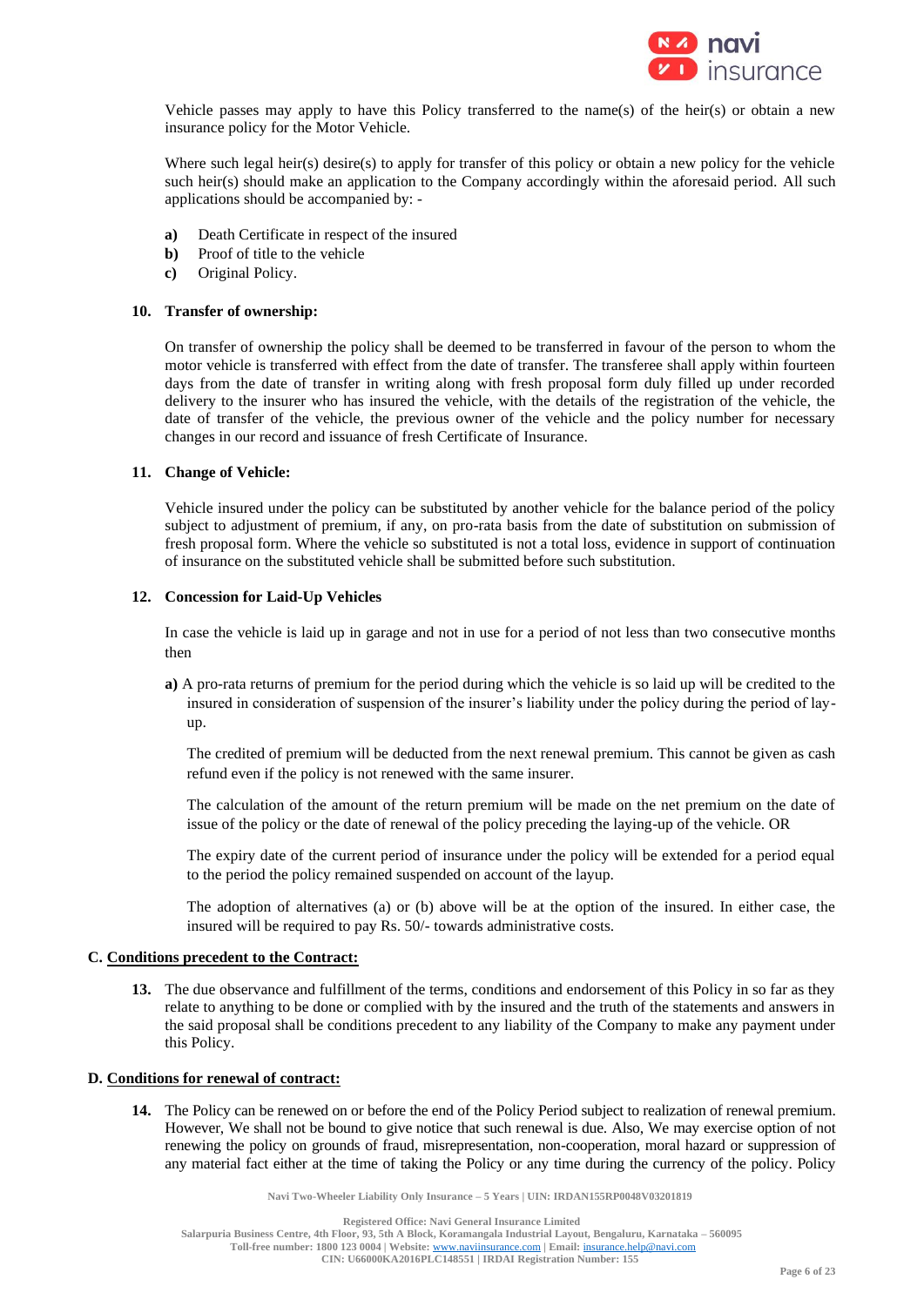Vehicle passes may apply to have this Policy transferred to the name(s) of the heir(s) or obtain a new insurance policy for the Motor Vehicle.

Where such legal heir(s) desire(s) to apply for transfer of this policy or obtain a new policy for the vehicle such heir(s) should make an application to the Company accordingly within the aforesaid period. All such applications should be accompanied by: -

**a)** Death Certificate in respect of the insured
**b)** Proof of title to the vehicle
**c)** Original Policy.

**10. Transfer of ownership:**

On transfer of ownership the policy shall be deemed to be transferred in favour of the person to whom the motor vehicle is transferred with effect from the date of transfer. The transferee shall apply within fourteen days from the date of transfer in writing along with fresh proposal form duly filled up under recorded delivery to the insurer who has insured the vehicle, with the details of the registration of the vehicle, the date of transfer of the vehicle, the previous owner of the vehicle and the policy number for necessary changes in our record and issuance of fresh Certificate of Insurance.

**11. Change of Vehicle:**

Vehicle insured under the policy can be substituted by another vehicle for the balance period of the policy subject to adjustment of premium, if any, on pro-rata basis from the date of substitution on submission of fresh proposal form. Where the vehicle so substituted is not a total loss, evidence in support of continuation of insurance on the substituted vehicle shall be submitted before such substitution.

**12. Concession for Laid-Up Vehicles**

In case the vehicle is laid up in garage and not in use for a period of not less than two consecutive months then

**a)** A pro-rata returns of premium for the period during which the vehicle is so laid up will be credited to the insured in consideration of suspension of the insurer's liability under the policy during the period of lay-up.

The credited of premium will be deducted from the next renewal premium. This cannot be given as cash refund even if the policy is not renewed with the same insurer.

The calculation of the amount of the return premium will be made on the net premium on the date of issue of the policy or the date of renewal of the policy preceding the laying-up of the vehicle. OR

The expiry date of the current period of insurance under the policy will be extended for a period equal to the period the policy remained suspended on account of the layup.

The adoption of alternatives (a) or (b) above will be at the option of the insured. In either case, the insured will be required to pay Rs. 50/- towards administrative costs.

## C. Conditions precedent to the Contract:

**13.** The due observance and fulfillment of the terms, conditions and endorsement of this Policy in so far as they relate to anything to be done or complied with by the insured and the truth of the statements and answers in the said proposal shall be conditions precedent to any liability of the Company to make any payment under this Policy.

## D. Conditions for renewal of contract:

**14.** The Policy can be renewed on or before the end of the Policy Period subject to realization of renewal premium. However, We shall not be bound to give notice that such renewal is due. Also, We may exercise option of not renewing the policy on grounds of fraud, misrepresentation, non-cooperation, moral hazard or suppression of any material fact either at the time of taking the Policy or any time during the currency of the policy. Policy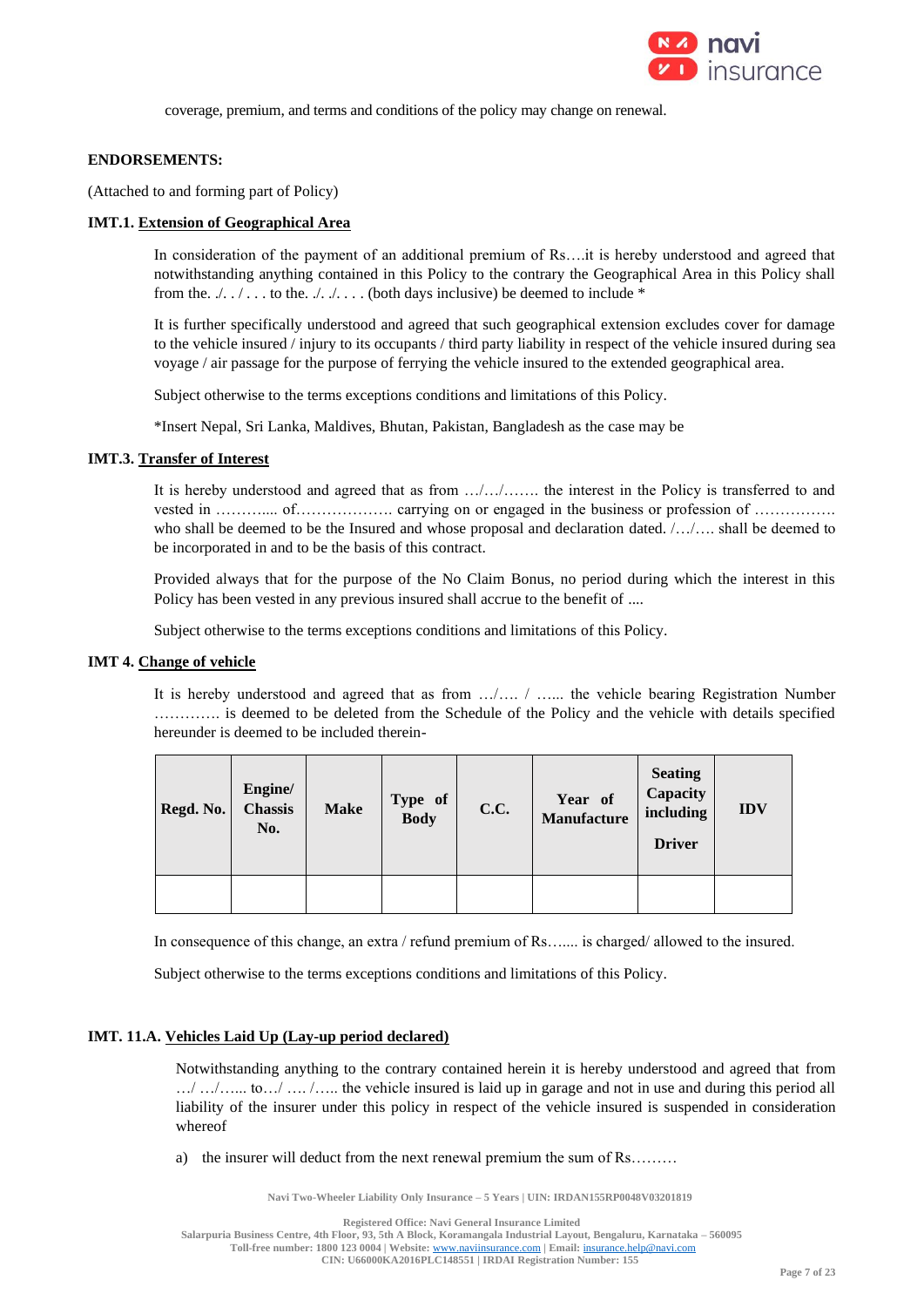coverage, premium, and terms and conditions of the policy may change on renewal.

**ENDORSEMENTS:**

(Attached to and forming part of Policy)

**IMT.1. Extension of Geographical Area**

In consideration of the payment of an additional premium of Rs….it is hereby understood and agreed that notwithstanding anything contained in this Policy to the contrary the Geographical Area in this Policy shall from the. ./. . / . . . to the. ./. ./. . . . (both days inclusive) be deemed to include *

It is further specifically understood and agreed that such geographical extension excludes cover for damage to the vehicle insured / injury to its occupants / third party liability in respect of the vehicle insured during sea voyage / air passage for the purpose of ferrying the vehicle insured to the extended geographical area.

Subject otherwise to the terms exceptions conditions and limitations of this Policy.

*Insert Nepal, Sri Lanka, Maldives, Bhutan, Pakistan, Bangladesh as the case may be

**IMT.3. Transfer of Interest**

It is hereby understood and agreed that as from …/…/……. the interest in the Policy is transferred to and vested in ………..... of………………. carrying on or engaged in the business or profession of ……………. who shall be deemed to be the Insured and whose proposal and declaration dated. /…/…. shall be deemed to be incorporated in and to be the basis of this contract.

Provided always that for the purpose of the No Claim Bonus, no period during which the interest in this Policy has been vested in any previous insured shall accrue to the benefit of ....

Subject otherwise to the terms exceptions conditions and limitations of this Policy.

**IMT 4. Change of vehicle**

It is hereby understood and agreed that as from …/…. / …... the vehicle bearing Registration Number …………. is deemed to be deleted from the Schedule of the Policy and the vehicle with details specified hereunder is deemed to be included therein-

| Regd. No. | Engine/ Chassis No. | Make | Type of Body | C.C. | Year of Manufacture | Seating Capacity including Driver | IDV |
|---|---|---|---|---|---|---|---|
| | | | | | | | |

In consequence of this change, an extra / refund premium of Rs…..... is charged/ allowed to the insured.

Subject otherwise to the terms exceptions conditions and limitations of this Policy.

**IMT. 11.A. Vehicles Laid Up (Lay-up period declared)**

Notwithstanding anything to the contrary contained herein it is hereby understood and agreed that from …/ …/…... to…/ …. /….. the vehicle insured is laid up in garage and not in use and during this period all liability of the insurer under this policy in respect of the vehicle insured is suspended in consideration whereof

a) the insurer will deduct from the next renewal premium the sum of Rs………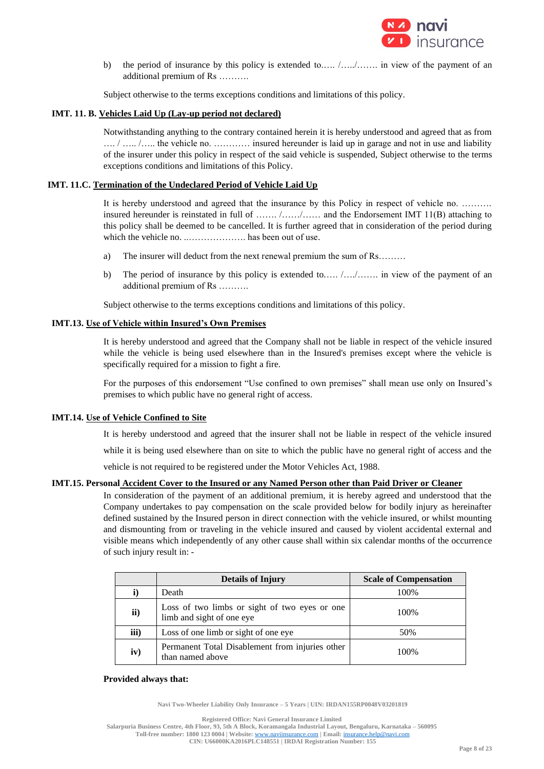b) the period of insurance by this policy is extended to….. /…../……. in view of the payment of an additional premium of Rs ……….

Subject otherwise to the terms exceptions conditions and limitations of this policy.

**IMT. 11. B. Vehicles Laid Up (Lay-up period not declared)**

Notwithstanding anything to the contrary contained herein it is hereby understood and agreed that as from …. / ….. /….. the vehicle no. ………… insured hereunder is laid up in garage and not in use and liability of the insurer under this policy in respect of the said vehicle is suspended, Subject otherwise to the terms exceptions conditions and limitations of this Policy.

**IMT. 11.C. Termination of the Undeclared Period of Vehicle Laid Up**

It is hereby understood and agreed that the insurance by this Policy in respect of vehicle no. ………. insured hereunder is reinstated in full of ……. /……/…… and the Endorsement IMT 11(B) attaching to this policy shall be deemed to be cancelled. It is further agreed that in consideration of the period during which the vehicle no. ..………………. has been out of use.

a) The insurer will deduct from the next renewal premium the sum of Rs………

b) The period of insurance by this policy is extended to….. /…./……. in view of the payment of an additional premium of Rs ……….

Subject otherwise to the terms exceptions conditions and limitations of this policy.

**IMT.13. Use of Vehicle within Insured's Own Premises**

It is hereby understood and agreed that the Company shall not be liable in respect of the vehicle insured while the vehicle is being used elsewhere than in the Insured's premises except where the vehicle is specifically required for a mission to fight a fire.

For the purposes of this endorsement "Use confined to own premises" shall mean use only on Insured's premises to which public have no general right of access.

**IMT.14. Use of Vehicle Confined to Site**

It is hereby understood and agreed that the insurer shall not be liable in respect of the vehicle insured while it is being used elsewhere than on site to which the public have no general right of access and the vehicle is not required to be registered under the Motor Vehicles Act, 1988.

**IMT.15. Personal Accident Cover to the Insured or any Named Person other than Paid Driver or Cleaner**

In consideration of the payment of an additional premium, it is hereby agreed and understood that the Company undertakes to pay compensation on the scale provided below for bodily injury as hereinafter defined sustained by the Insured person in direct connection with the vehicle insured, or whilst mounting and dismounting from or traveling in the vehicle insured and caused by violent accidental external and visible means which independently of any other cause shall within six calendar months of the occurrence of such injury result in: -

| | Details of Injury | Scale of Compensation |
|---|---|---|
| i) | Death | 100% |
| ii) | Loss of two limbs or sight of two eyes or one limb and sight of one eye | 100% |
| iii) | Loss of one limb or sight of one eye | 50% |
| iv) | Permanent Total Disablement from injuries other than named above | 100% |

**Provided always that:**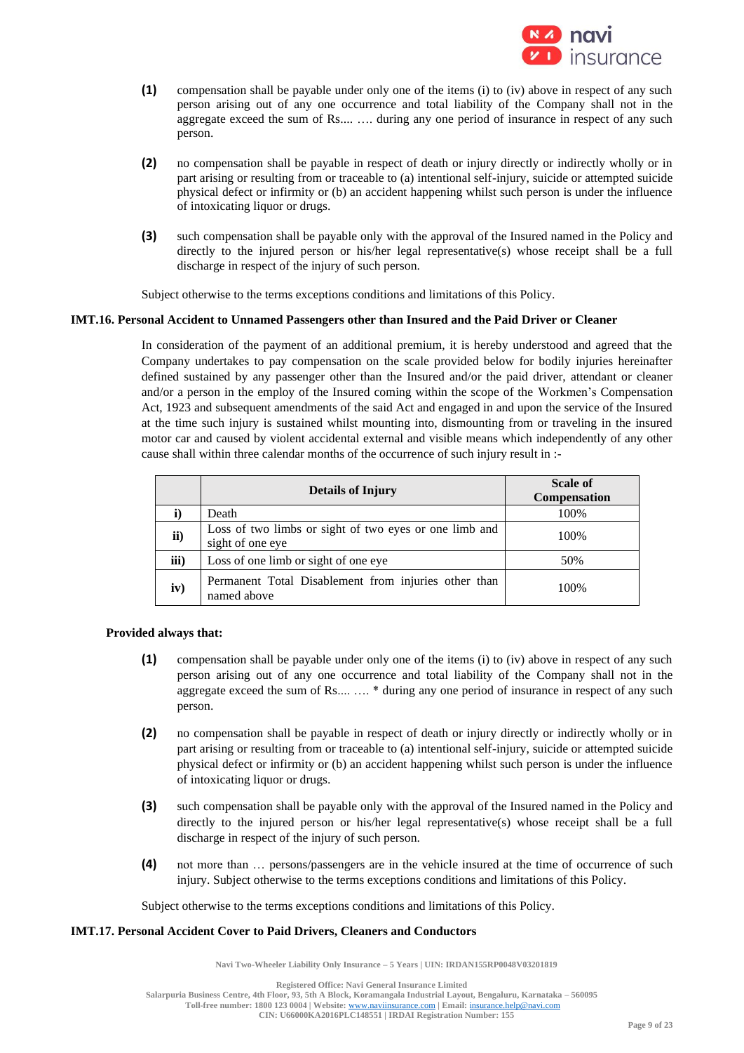**(1)** compensation shall be payable under only one of the items (i) to (iv) above in respect of any such person arising out of any one occurrence and total liability of the Company shall not in the aggregate exceed the sum of Rs.... …. during any one period of insurance in respect of any such person.

**(2)** no compensation shall be payable in respect of death or injury directly or indirectly wholly or in part arising or resulting from or traceable to (a) intentional self-injury, suicide or attempted suicide physical defect or infirmity or (b) an accident happening whilst such person is under the influence of intoxicating liquor or drugs.

**(3)** such compensation shall be payable only with the approval of the Insured named in the Policy and directly to the injured person or his/her legal representative(s) whose receipt shall be a full discharge in respect of the injury of such person.

Subject otherwise to the terms exceptions conditions and limitations of this Policy.

### IMT.16. Personal Accident to Unnamed Passengers other than Insured and the Paid Driver or Cleaner

In consideration of the payment of an additional premium, it is hereby understood and agreed that the Company undertakes to pay compensation on the scale provided below for bodily injuries hereinafter defined sustained by any passenger other than the Insured and/or the paid driver, attendant or cleaner and/or a person in the employ of the Insured coming within the scope of the Workmen's Compensation Act, 1923 and subsequent amendments of the said Act and engaged in and upon the service of the Insured at the time such injury is sustained whilst mounting into, dismounting from or traveling in the insured motor car and caused by violent accidental external and visible means which independently of any other cause shall within three calendar months of the occurrence of such injury result in :-

| | Details of Injury | Scale of Compensation |
|---|---|---|
| i) | Death | 100% |
| ii) | Loss of two limbs or sight of two eyes or one limb and sight of one eye | 100% |
| iii) | Loss of one limb or sight of one eye | 50% |
| iv) | Permanent Total Disablement from injuries other than named above | 100% |

**Provided always that:**

**(1)** compensation shall be payable under only one of the items (i) to (iv) above in respect of any such person arising out of any one occurrence and total liability of the Company shall not in the aggregate exceed the sum of Rs.... …. * during any one period of insurance in respect of any such person.

**(2)** no compensation shall be payable in respect of death or injury directly or indirectly wholly or in part arising or resulting from or traceable to (a) intentional self-injury, suicide or attempted suicide physical defect or infirmity or (b) an accident happening whilst such person is under the influence of intoxicating liquor or drugs.

**(3)** such compensation shall be payable only with the approval of the Insured named in the Policy and directly to the injured person or his/her legal representative(s) whose receipt shall be a full discharge in respect of the injury of such person.

**(4)** not more than … persons/passengers are in the vehicle insured at the time of occurrence of such injury. Subject otherwise to the terms exceptions conditions and limitations of this Policy.

Subject otherwise to the terms exceptions conditions and limitations of this Policy.

### IMT.17. Personal Accident Cover to Paid Drivers, Cleaners and Conductors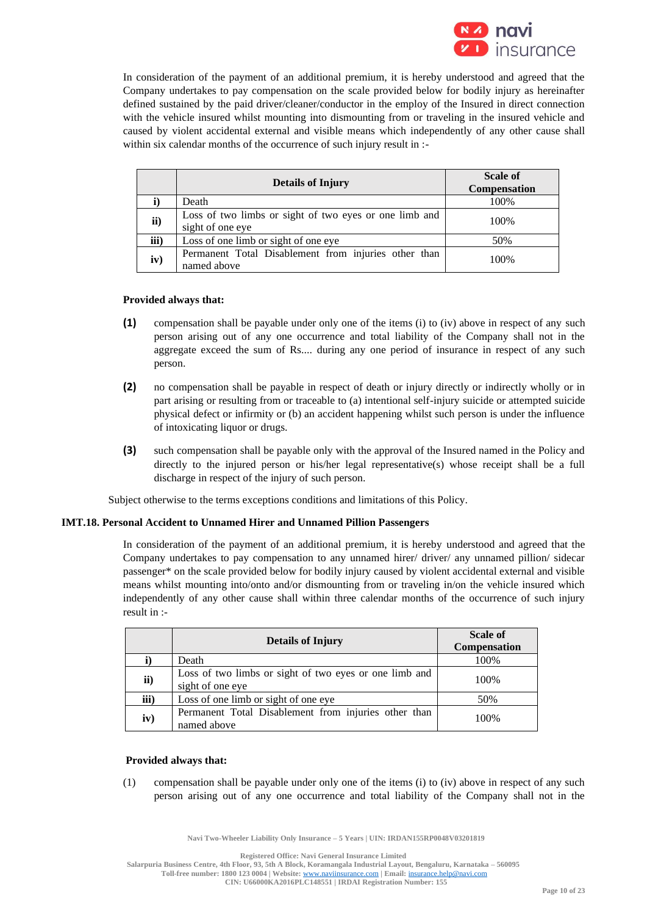In consideration of the payment of an additional premium, it is hereby understood and agreed that the Company undertakes to pay compensation on the scale provided below for bodily injury as hereinafter defined sustained by the paid driver/cleaner/conductor in the employ of the Insured in direct connection with the vehicle insured whilst mounting into dismounting from or traveling in the insured vehicle and caused by violent accidental external and visible means which independently of any other cause shall within six calendar months of the occurrence of such injury result in :-

| | Details of Injury | Scale of Compensation |
|---|---|---|
| **i)** | Death | 100% |
| **ii)** | Loss of two limbs or sight of two eyes or one limb and sight of one eye | 100% |
| **iii)** | Loss of one limb or sight of one eye | 50% |
| **iv)** | Permanent Total Disablement from injuries other than named above | 100% |

**Provided always that:**

**(1)** compensation shall be payable under only one of the items (i) to (iv) above in respect of any such person arising out of any one occurrence and total liability of the Company shall not in the aggregate exceed the sum of Rs.... during any one period of insurance in respect of any such person.

**(2)** no compensation shall be payable in respect of death or injury directly or indirectly wholly or in part arising or resulting from or traceable to (a) intentional self-injury suicide or attempted suicide physical defect or infirmity or (b) an accident happening whilst such person is under the influence of intoxicating liquor or drugs.

**(3)** such compensation shall be payable only with the approval of the Insured named in the Policy and directly to the injured person or his/her legal representative(s) whose receipt shall be a full discharge in respect of the injury of such person.

Subject otherwise to the terms exceptions conditions and limitations of this Policy.

### IMT.18. Personal Accident to Unnamed Hirer and Unnamed Pillion Passengers

In consideration of the payment of an additional premium, it is hereby understood and agreed that the Company undertakes to pay compensation to any unnamed hirer/ driver/ any unnamed pillion/ sidecar passenger* on the scale provided below for bodily injury caused by violent accidental external and visible means whilst mounting into/onto and/or dismounting from or traveling in/on the vehicle insured which independently of any other cause shall within three calendar months of the occurrence of such injury result in :-

| | Details of Injury | Scale of Compensation |
|---|---|---|
| **i)** | Death | 100% |
| **ii)** | Loss of two limbs or sight of two eyes or one limb and sight of one eye | 100% |
| **iii)** | Loss of one limb or sight of one eye | 50% |
| **iv)** | Permanent Total Disablement from injuries other than named above | 100% |

**Provided always that:**

(1) compensation shall be payable under only one of the items (i) to (iv) above in respect of any such person arising out of any one occurrence and total liability of the Company shall not in the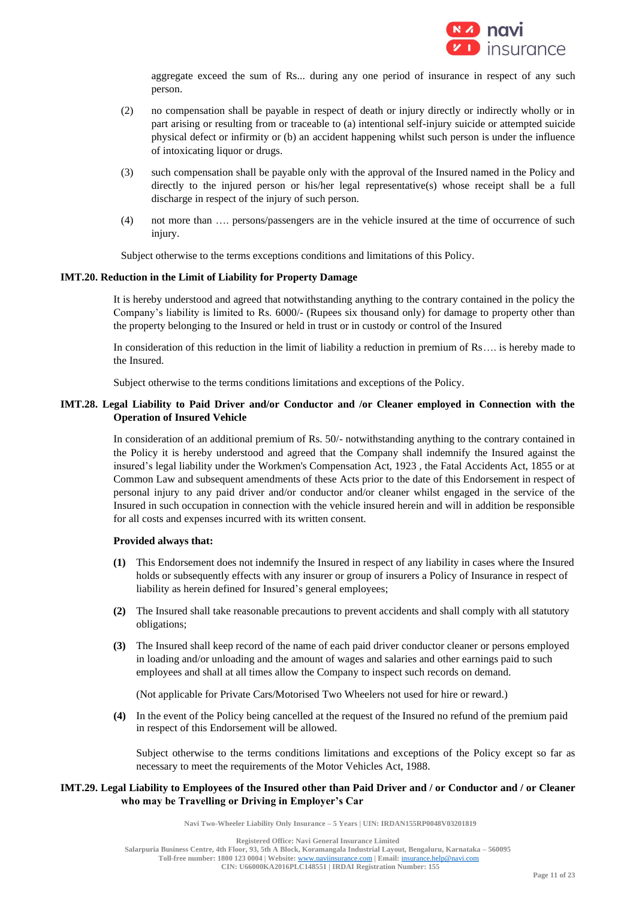aggregate exceed the sum of Rs... during any one period of insurance in respect of any such person.

(2) no compensation shall be payable in respect of death or injury directly or indirectly wholly or in part arising or resulting from or traceable to (a) intentional self-injury suicide or attempted suicide physical defect or infirmity or (b) an accident happening whilst such person is under the influence of intoxicating liquor or drugs.

(3) such compensation shall be payable only with the approval of the Insured named in the Policy and directly to the injured person or his/her legal representative(s) whose receipt shall be a full discharge in respect of the injury of such person.

(4) not more than …. persons/passengers are in the vehicle insured at the time of occurrence of such injury.

Subject otherwise to the terms exceptions conditions and limitations of this Policy.

**IMT.20. Reduction in the Limit of Liability for Property Damage**

It is hereby understood and agreed that notwithstanding anything to the contrary contained in the policy the Company's liability is limited to Rs. 6000/- (Rupees six thousand only) for damage to property other than the property belonging to the Insured or held in trust or in custody or control of the Insured

In consideration of this reduction in the limit of liability a reduction in premium of Rs…. is hereby made to the Insured.

Subject otherwise to the terms conditions limitations and exceptions of the Policy.

**IMT.28. Legal Liability to Paid Driver and/or Conductor and /or Cleaner employed in Connection with the Operation of Insured Vehicle**

In consideration of an additional premium of Rs. 50/- notwithstanding anything to the contrary contained in the Policy it is hereby understood and agreed that the Company shall indemnify the Insured against the insured's legal liability under the Workmen's Compensation Act, 1923 , the Fatal Accidents Act, 1855 or at Common Law and subsequent amendments of these Acts prior to the date of this Endorsement in respect of personal injury to any paid driver and/or conductor and/or cleaner whilst engaged in the service of the Insured in such occupation in connection with the vehicle insured herein and will in addition be responsible for all costs and expenses incurred with its written consent.

**Provided always that:**

**(1)** This Endorsement does not indemnify the Insured in respect of any liability in cases where the Insured holds or subsequently effects with any insurer or group of insurers a Policy of Insurance in respect of liability as herein defined for Insured's general employees;

**(2)** The Insured shall take reasonable precautions to prevent accidents and shall comply with all statutory obligations;

**(3)** The Insured shall keep record of the name of each paid driver conductor cleaner or persons employed in loading and/or unloading and the amount of wages and salaries and other earnings paid to such employees and shall at all times allow the Company to inspect such records on demand.

(Not applicable for Private Cars/Motorised Two Wheelers not used for hire or reward.)

**(4)** In the event of the Policy being cancelled at the request of the Insured no refund of the premium paid in respect of this Endorsement will be allowed.

Subject otherwise to the terms conditions limitations and exceptions of the Policy except so far as necessary to meet the requirements of the Motor Vehicles Act, 1988.

**IMT.29. Legal Liability to Employees of the Insured other than Paid Driver and / or Conductor and / or Cleaner who may be Travelling or Driving in Employer's Car**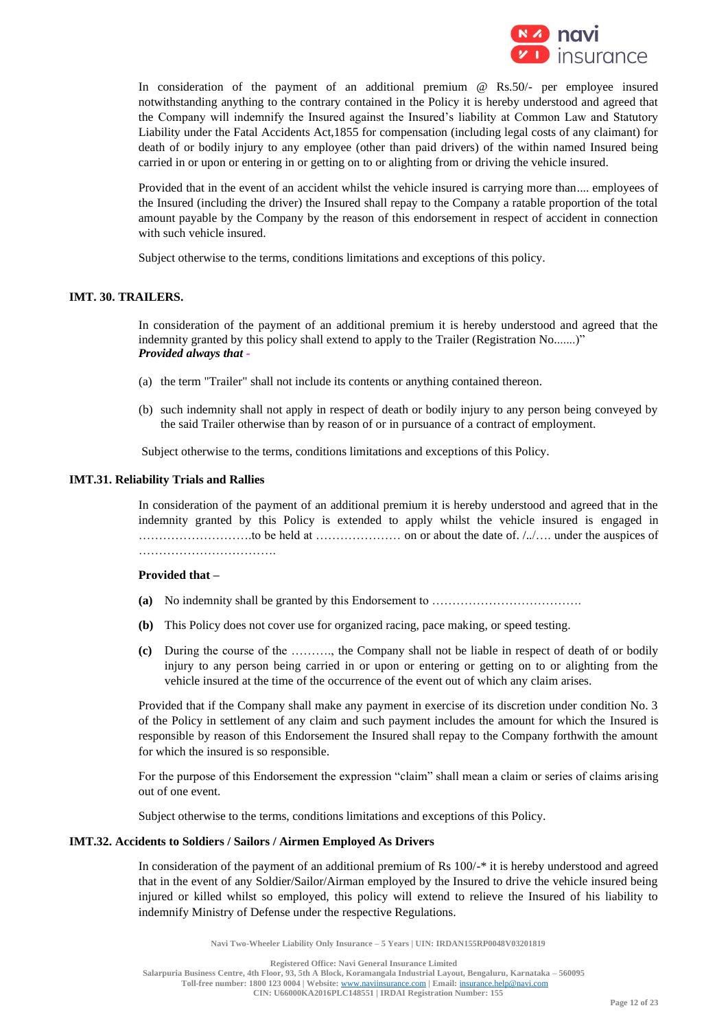In consideration of the payment of an additional premium @ Rs.50/- per employee insured notwithstanding anything to the contrary contained in the Policy it is hereby understood and agreed that the Company will indemnify the Insured against the Insured's liability at Common Law and Statutory Liability under the Fatal Accidents Act,1855 for compensation (including legal costs of any claimant) for death of or bodily injury to any employee (other than paid drivers) of the within named Insured being carried in or upon or entering in or getting on to or alighting from or driving the vehicle insured.

Provided that in the event of an accident whilst the vehicle insured is carrying more than.... employees of the Insured (including the driver) the Insured shall repay to the Company a ratable proportion of the total amount payable by the Company by the reason of this endorsement in respect of accident in connection with such vehicle insured.

Subject otherwise to the terms, conditions limitations and exceptions of this policy.

**IMT. 30. TRAILERS.**

In consideration of the payment of an additional premium it is hereby understood and agreed that the indemnity granted by this policy shall extend to apply to the Trailer (Registration No.......)"
***Provided always that -***

(a) the term "Trailer" shall not include its contents or anything contained thereon.

(b) such indemnity shall not apply in respect of death or bodily injury to any person being conveyed by the said Trailer otherwise than by reason of or in pursuance of a contract of employment.

Subject otherwise to the terms, conditions limitations and exceptions of this Policy.

**IMT.31. Reliability Trials and Rallies**

In consideration of the payment of an additional premium it is hereby understood and agreed that in the indemnity granted by this Policy is extended to apply whilst the vehicle insured is engaged in ……………………….to be held at ………………… on or about the date of. /../…. under the auspices of …………………………….

**Provided that –**

**(a)** No indemnity shall be granted by this Endorsement to ……………………………….

**(b)** This Policy does not cover use for organized racing, pace making, or speed testing.

**(c)** During the course of the ………., the Company shall not be liable in respect of death of or bodily injury to any person being carried in or upon or entering or getting on to or alighting from the vehicle insured at the time of the occurrence of the event out of which any claim arises.

Provided that if the Company shall make any payment in exercise of its discretion under condition No. 3 of the Policy in settlement of any claim and such payment includes the amount for which the Insured is responsible by reason of this Endorsement the Insured shall repay to the Company forthwith the amount for which the insured is so responsible.

For the purpose of this Endorsement the expression "claim" shall mean a claim or series of claims arising out of one event.

Subject otherwise to the terms, conditions limitations and exceptions of this Policy.

**IMT.32. Accidents to Soldiers / Sailors / Airmen Employed As Drivers**

In consideration of the payment of an additional premium of Rs 100/-* it is hereby understood and agreed that in the event of any Soldier/Sailor/Airman employed by the Insured to drive the vehicle insured being injured or killed whilst so employed, this policy will extend to relieve the Insured of his liability to indemnify Ministry of Defense under the respective Regulations.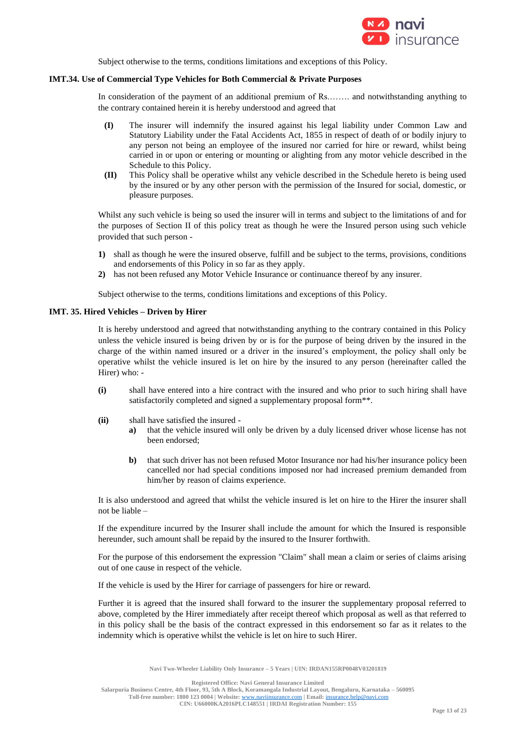Subject otherwise to the terms, conditions limitations and exceptions of this Policy.

### IMT.34. Use of Commercial Type Vehicles for Both Commercial & Private Purposes

In consideration of the payment of an additional premium of Rs.……. and notwithstanding anything to the contrary contained herein it is hereby understood and agreed that

- **(I)** The insurer will indemnify the insured against his legal liability under Common Law and Statutory Liability under the Fatal Accidents Act, 1855 in respect of death of or bodily injury to any person not being an employee of the insured nor carried for hire or reward, whilst being carried in or upon or entering or mounting or alighting from any motor vehicle described in the Schedule to this Policy.
- **(II)** This Policy shall be operative whilst any vehicle described in the Schedule hereto is being used by the insured or by any other person with the permission of the Insured for social, domestic, or pleasure purposes.

Whilst any such vehicle is being so used the insurer will in terms and subject to the limitations of and for the purposes of Section II of this policy treat as though he were the Insured person using such vehicle provided that such person -

1) shall as though he were the insured observe, fulfill and be subject to the terms, provisions, conditions and endorsements of this Policy in so far as they apply.
2) has not been refused any Motor Vehicle Insurance or continuance thereof by any insurer.

Subject otherwise to the terms, conditions limitations and exceptions of this Policy.

### IMT. 35. Hired Vehicles – Driven by Hirer

It is hereby understood and agreed that notwithstanding anything to the contrary contained in this Policy unless the vehicle insured is being driven by or is for the purpose of being driven by the insured in the charge of the within named insured or a driver in the insured's employment, the policy shall only be operative whilst the vehicle insured is let on hire by the insured to any person (hereinafter called the Hirer) who: -

- **(i)** shall have entered into a hire contract with the insured and who prior to such hiring shall have satisfactorily completed and signed a supplementary proposal form**.
- **(ii)** shall have satisfied the insured -
  - **a)** that the vehicle insured will only be driven by a duly licensed driver whose license has not been endorsed;
  - **b)** that such driver has not been refused Motor Insurance nor had his/her insurance policy been cancelled nor had special conditions imposed nor had increased premium demanded from him/her by reason of claims experience.

It is also understood and agreed that whilst the vehicle insured is let on hire to the Hirer the insurer shall not be liable –

If the expenditure incurred by the Insurer shall include the amount for which the Insured is responsible hereunder, such amount shall be repaid by the insured to the Insurer forthwith.

For the purpose of this endorsement the expression "Claim" shall mean a claim or series of claims arising out of one cause in respect of the vehicle.

If the vehicle is used by the Hirer for carriage of passengers for hire or reward.

Further it is agreed that the insured shall forward to the insurer the supplementary proposal referred to above, completed by the Hirer immediately after receipt thereof which proposal as well as that referred to in this policy shall be the basis of the contract expressed in this endorsement so far as it relates to the indemnity which is operative whilst the vehicle is let on hire to such Hirer.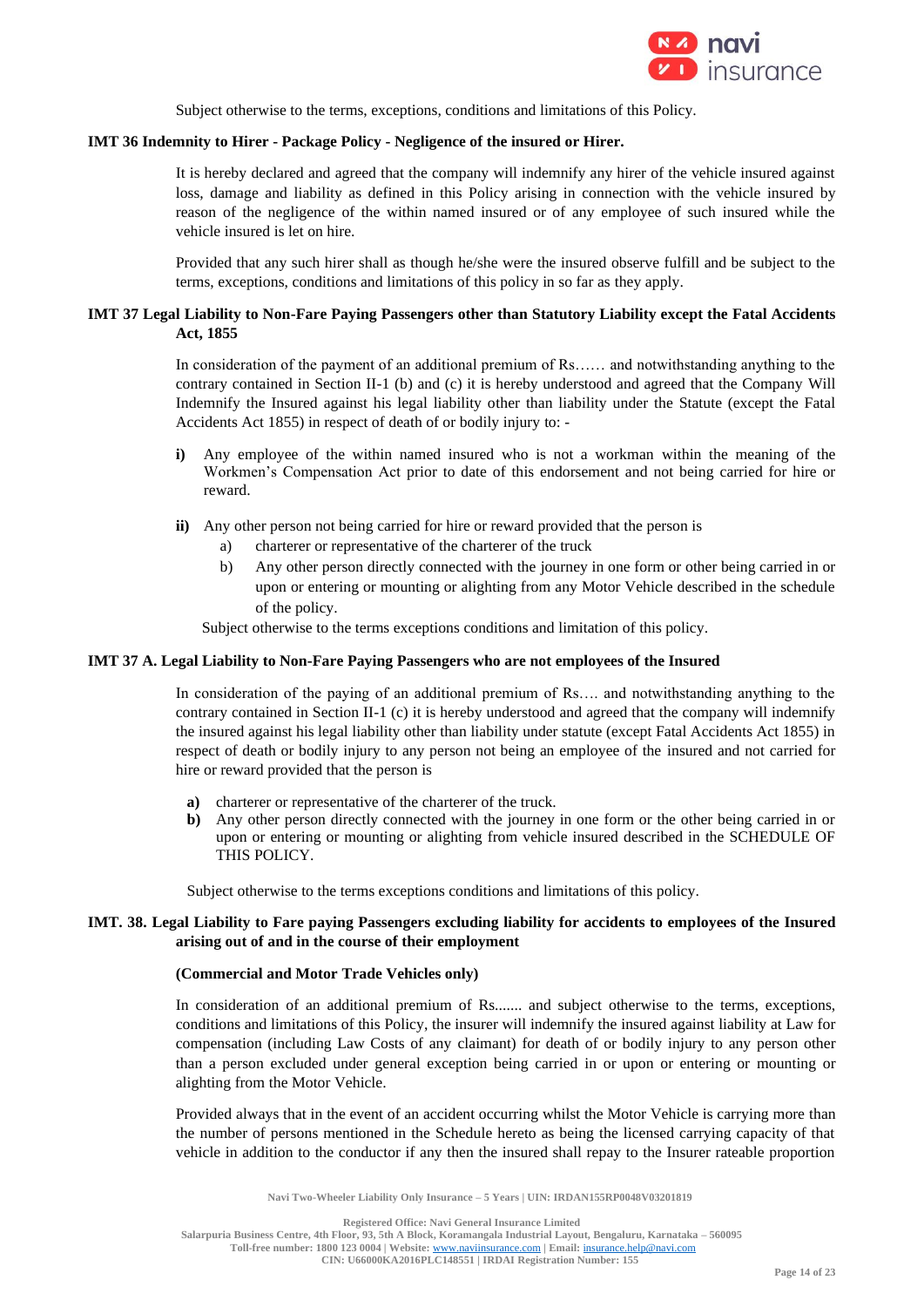Subject otherwise to the terms, exceptions, conditions and limitations of this Policy.

**IMT 36 Indemnity to Hirer - Package Policy - Negligence of the insured or Hirer.**

It is hereby declared and agreed that the company will indemnify any hirer of the vehicle insured against loss, damage and liability as defined in this Policy arising in connection with the vehicle insured by reason of the negligence of the within named insured or of any employee of such insured while the vehicle insured is let on hire.

Provided that any such hirer shall as though he/she were the insured observe fulfill and be subject to the terms, exceptions, conditions and limitations of this policy in so far as they apply.

**IMT 37 Legal Liability to Non-Fare Paying Passengers other than Statutory Liability except the Fatal Accidents Act, 1855**

In consideration of the payment of an additional premium of Rs…… and notwithstanding anything to the contrary contained in Section II-1 (b) and (c) it is hereby understood and agreed that the Company Will Indemnify the Insured against his legal liability other than liability under the Statute (except the Fatal Accidents Act 1855) in respect of death of or bodily injury to: -

**i)** Any employee of the within named insured who is not a workman within the meaning of the Workmen's Compensation Act prior to date of this endorsement and not being carried for hire or reward.

**ii)** Any other person not being carried for hire or reward provided that the person is

a) charterer or representative of the charterer of the truck

b) Any other person directly connected with the journey in one form or other being carried in or upon or entering or mounting or alighting from any Motor Vehicle described in the schedule of the policy.

Subject otherwise to the terms exceptions conditions and limitation of this policy.

**IMT 37 A. Legal Liability to Non-Fare Paying Passengers who are not employees of the Insured**

In consideration of the paying of an additional premium of Rs…. and notwithstanding anything to the contrary contained in Section II-1 (c) it is hereby understood and agreed that the company will indemnify the insured against his legal liability other than liability under statute (except Fatal Accidents Act 1855) in respect of death or bodily injury to any person not being an employee of the insured and not carried for hire or reward provided that the person is

**a)** charterer or representative of the charterer of the truck.

**b)** Any other person directly connected with the journey in one form or the other being carried in or upon or entering or mounting or alighting from vehicle insured described in the SCHEDULE OF THIS POLICY.

Subject otherwise to the terms exceptions conditions and limitations of this policy.

**IMT. 38. Legal Liability to Fare paying Passengers excluding liability for accidents to employees of the Insured arising out of and in the course of their employment**

**(Commercial and Motor Trade Vehicles only)**

In consideration of an additional premium of Rs....... and subject otherwise to the terms, exceptions, conditions and limitations of this Policy, the insurer will indemnify the insured against liability at Law for compensation (including Law Costs of any claimant) for death of or bodily injury to any person other than a person excluded under general exception being carried in or upon or entering or mounting or alighting from the Motor Vehicle.

Provided always that in the event of an accident occurring whilst the Motor Vehicle is carrying more than the number of persons mentioned in the Schedule hereto as being the licensed carrying capacity of that vehicle in addition to the conductor if any then the insured shall repay to the Insurer rateable proportion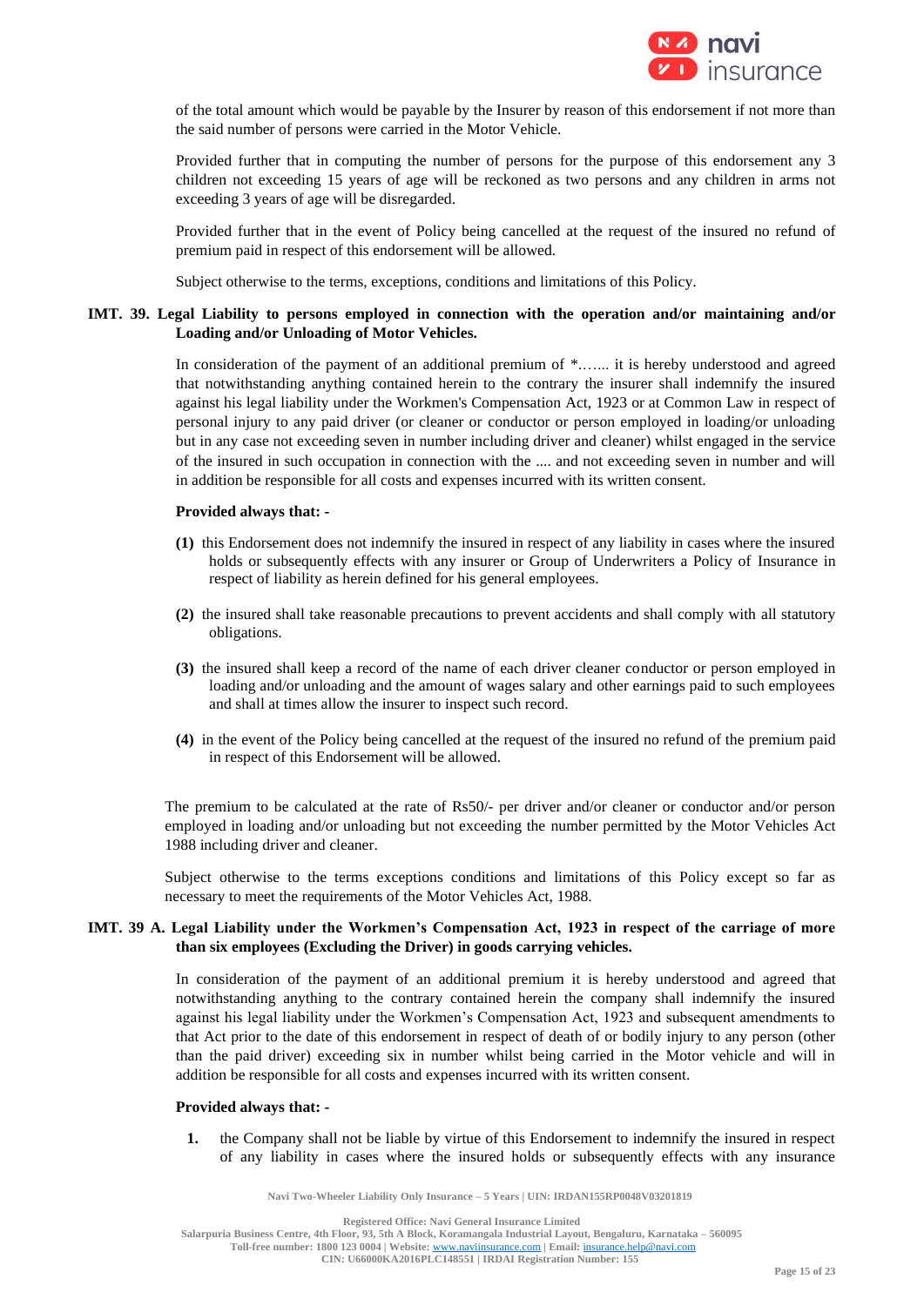of the total amount which would be payable by the Insurer by reason of this endorsement if not more than the said number of persons were carried in the Motor Vehicle.

Provided further that in computing the number of persons for the purpose of this endorsement any 3 children not exceeding 15 years of age will be reckoned as two persons and any children in arms not exceeding 3 years of age will be disregarded.

Provided further that in the event of Policy being cancelled at the request of the insured no refund of premium paid in respect of this endorsement will be allowed.

Subject otherwise to the terms, exceptions, conditions and limitations of this Policy.

**IMT. 39. Legal Liability to persons employed in connection with the operation and/or maintaining and/or Loading and/or Unloading of Motor Vehicles.**

In consideration of the payment of an additional premium of *…... it is hereby understood and agreed that notwithstanding anything contained herein to the contrary the insurer shall indemnify the insured against his legal liability under the Workmen's Compensation Act, 1923 or at Common Law in respect of personal injury to any paid driver (or cleaner or conductor or person employed in loading/or unloading but in any case not exceeding seven in number including driver and cleaner) whilst engaged in the service of the insured in such occupation in connection with the .... and not exceeding seven in number and will in addition be responsible for all costs and expenses incurred with its written consent.

**Provided always that: -**

**(1)** this Endorsement does not indemnify the insured in respect of any liability in cases where the insured holds or subsequently effects with any insurer or Group of Underwriters a Policy of Insurance in respect of liability as herein defined for his general employees.

**(2)** the insured shall take reasonable precautions to prevent accidents and shall comply with all statutory obligations.

**(3)** the insured shall keep a record of the name of each driver cleaner conductor or person employed in loading and/or unloading and the amount of wages salary and other earnings paid to such employees and shall at times allow the insurer to inspect such record.

**(4)** in the event of the Policy being cancelled at the request of the insured no refund of the premium paid in respect of this Endorsement will be allowed.

The premium to be calculated at the rate of Rs50/- per driver and/or cleaner or conductor and/or person employed in loading and/or unloading but not exceeding the number permitted by the Motor Vehicles Act 1988 including driver and cleaner.

Subject otherwise to the terms exceptions conditions and limitations of this Policy except so far as necessary to meet the requirements of the Motor Vehicles Act, 1988.

**IMT. 39 A. Legal Liability under the Workmen's Compensation Act, 1923 in respect of the carriage of more than six employees (Excluding the Driver) in goods carrying vehicles.**

In consideration of the payment of an additional premium it is hereby understood and agreed that notwithstanding anything to the contrary contained herein the company shall indemnify the insured against his legal liability under the Workmen's Compensation Act, 1923 and subsequent amendments to that Act prior to the date of this endorsement in respect of death of or bodily injury to any person (other than the paid driver) exceeding six in number whilst being carried in the Motor vehicle and will in addition be responsible for all costs and expenses incurred with its written consent.

**Provided always that: -**

1. the Company shall not be liable by virtue of this Endorsement to indemnify the insured in respect of any liability in cases where the insured holds or subsequently effects with any insurance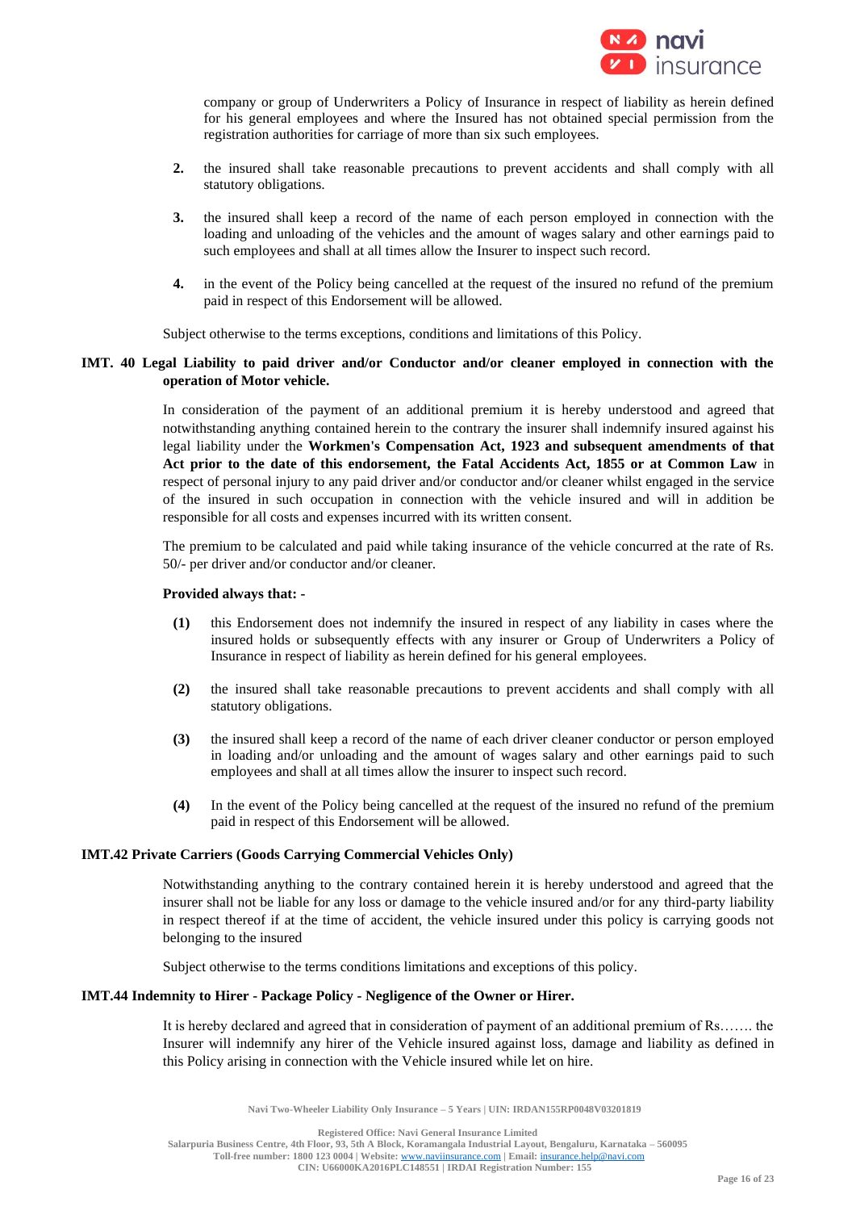company or group of Underwriters a Policy of Insurance in respect of liability as herein defined for his general employees and where the Insured has not obtained special permission from the registration authorities for carriage of more than six such employees.

**2.** the insured shall take reasonable precautions to prevent accidents and shall comply with all statutory obligations.

**3.** the insured shall keep a record of the name of each person employed in connection with the loading and unloading of the vehicles and the amount of wages salary and other earnings paid to such employees and shall at all times allow the Insurer to inspect such record.

**4.** in the event of the Policy being cancelled at the request of the insured no refund of the premium paid in respect of this Endorsement will be allowed.

Subject otherwise to the terms exceptions, conditions and limitations of this Policy.

**IMT. 40 Legal Liability to paid driver and/or Conductor and/or cleaner employed in connection with the operation of Motor vehicle.**

In consideration of the payment of an additional premium it is hereby understood and agreed that notwithstanding anything contained herein to the contrary the insurer shall indemnify insured against his legal liability under the **Workmen's Compensation Act, 1923 and subsequent amendments of that Act prior to the date of this endorsement, the Fatal Accidents Act, 1855 or at Common Law** in respect of personal injury to any paid driver and/or conductor and/or cleaner whilst engaged in the service of the insured in such occupation in connection with the vehicle insured and will in addition be responsible for all costs and expenses incurred with its written consent.

The premium to be calculated and paid while taking insurance of the vehicle concurred at the rate of Rs. 50/- per driver and/or conductor and/or cleaner.

**Provided always that: -**

**(1)** this Endorsement does not indemnify the insured in respect of any liability in cases where the insured holds or subsequently effects with any insurer or Group of Underwriters a Policy of Insurance in respect of liability as herein defined for his general employees.

**(2)** the insured shall take reasonable precautions to prevent accidents and shall comply with all statutory obligations.

**(3)** the insured shall keep a record of the name of each driver cleaner conductor or person employed in loading and/or unloading and the amount of wages salary and other earnings paid to such employees and shall at all times allow the insurer to inspect such record.

**(4)** In the event of the Policy being cancelled at the request of the insured no refund of the premium paid in respect of this Endorsement will be allowed.

**IMT.42 Private Carriers (Goods Carrying Commercial Vehicles Only)**

Notwithstanding anything to the contrary contained herein it is hereby understood and agreed that the insurer shall not be liable for any loss or damage to the vehicle insured and/or for any third-party liability in respect thereof if at the time of accident, the vehicle insured under this policy is carrying goods not belonging to the insured

Subject otherwise to the terms conditions limitations and exceptions of this policy.

**IMT.44 Indemnity to Hirer - Package Policy - Negligence of the Owner or Hirer.**

It is hereby declared and agreed that in consideration of payment of an additional premium of Rs……. the Insurer will indemnify any hirer of the Vehicle insured against loss, damage and liability as defined in this Policy arising in connection with the Vehicle insured while let on hire.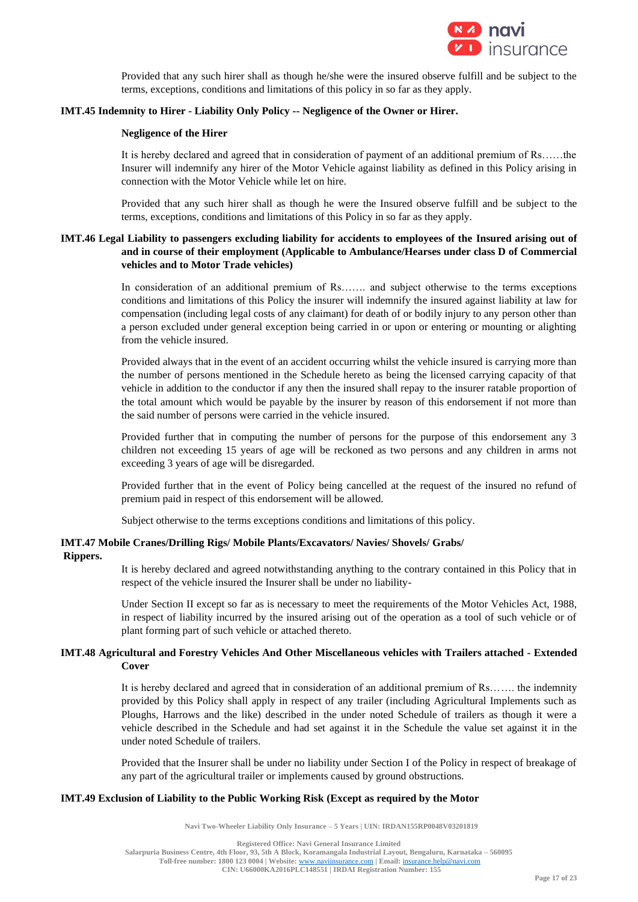Provided that any such hirer shall as though he/she were the insured observe fulfill and be subject to the terms, exceptions, conditions and limitations of this policy in so far as they apply.

**IMT.45 Indemnity to Hirer - Liability Only Policy -- Negligence of the Owner or Hirer.**

**Negligence of the Hirer**

It is hereby declared and agreed that in consideration of payment of an additional premium of Rs……the Insurer will indemnify any hirer of the Motor Vehicle against liability as defined in this Policy arising in connection with the Motor Vehicle while let on hire.

Provided that any such hirer shall as though he were the Insured observe fulfill and be subject to the terms, exceptions, conditions and limitations of this Policy in so far as they apply.

**IMT.46 Legal Liability to passengers excluding liability for accidents to employees of the Insured arising out of and in course of their employment (Applicable to Ambulance/Hearses under class D of Commercial vehicles and to Motor Trade vehicles)**

In consideration of an additional premium of Rs……. and subject otherwise to the terms exceptions conditions and limitations of this Policy the insurer will indemnify the insured against liability at law for compensation (including legal costs of any claimant) for death of or bodily injury to any person other than a person excluded under general exception being carried in or upon or entering or mounting or alighting from the vehicle insured.

Provided always that in the event of an accident occurring whilst the vehicle insured is carrying more than the number of persons mentioned in the Schedule hereto as being the licensed carrying capacity of that vehicle in addition to the conductor if any then the insured shall repay to the insurer ratable proportion of the total amount which would be payable by the insurer by reason of this endorsement if not more than the said number of persons were carried in the vehicle insured.

Provided further that in computing the number of persons for the purpose of this endorsement any 3 children not exceeding 15 years of age will be reckoned as two persons and any children in arms not exceeding 3 years of age will be disregarded.

Provided further that in the event of Policy being cancelled at the request of the insured no refund of premium paid in respect of this endorsement will be allowed.

Subject otherwise to the terms exceptions conditions and limitations of this policy.

**IMT.47 Mobile Cranes/Drilling Rigs/ Mobile Plants/Excavators/ Navies/ Shovels/ Grabs/ Rippers.**

It is hereby declared and agreed notwithstanding anything to the contrary contained in this Policy that in respect of the vehicle insured the Insurer shall be under no liability-

Under Section II except so far as is necessary to meet the requirements of the Motor Vehicles Act, 1988, in respect of liability incurred by the insured arising out of the operation as a tool of such vehicle or of plant forming part of such vehicle or attached thereto.

**IMT.48 Agricultural and Forestry Vehicles And Other Miscellaneous vehicles with Trailers attached - Extended Cover**

It is hereby declared and agreed that in consideration of an additional premium of Rs……. the indemnity provided by this Policy shall apply in respect of any trailer (including Agricultural Implements such as Ploughs, Harrows and the like) described in the under noted Schedule of trailers as though it were a vehicle described in the Schedule and had set against it in the Schedule the value set against it in the under noted Schedule of trailers.

Provided that the Insurer shall be under no liability under Section I of the Policy in respect of breakage of any part of the agricultural trailer or implements caused by ground obstructions.

**IMT.49 Exclusion of Liability to the Public Working Risk (Except as required by the Motor**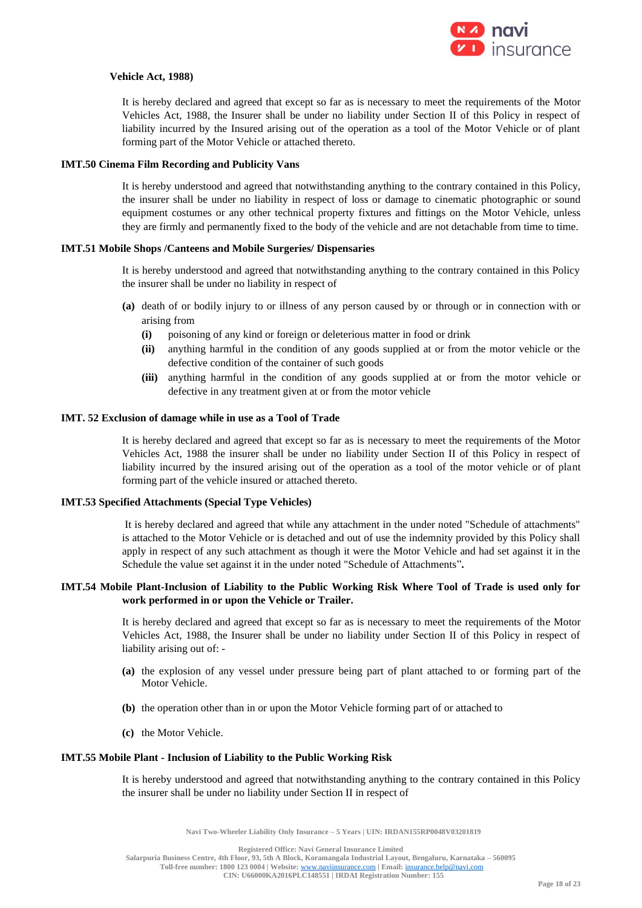**Vehicle Act, 1988)**

It is hereby declared and agreed that except so far as is necessary to meet the requirements of the Motor Vehicles Act, 1988, the Insurer shall be under no liability under Section II of this Policy in respect of liability incurred by the Insured arising out of the operation as a tool of the Motor Vehicle or of plant forming part of the Motor Vehicle or attached thereto.

**IMT.50 Cinema Film Recording and Publicity Vans**

It is hereby understood and agreed that notwithstanding anything to the contrary contained in this Policy, the insurer shall be under no liability in respect of loss or damage to cinematic photographic or sound equipment costumes or any other technical property fixtures and fittings on the Motor Vehicle, unless they are firmly and permanently fixed to the body of the vehicle and are not detachable from time to time.

**IMT.51 Mobile Shops /Canteens and Mobile Surgeries/ Dispensaries**

It is hereby understood and agreed that notwithstanding anything to the contrary contained in this Policy the insurer shall be under no liability in respect of

**(a)** death of or bodily injury to or illness of any person caused by or through or in connection with or arising from

- **(i)** poisoning of any kind or foreign or deleterious matter in food or drink
- **(ii)** anything harmful in the condition of any goods supplied at or from the motor vehicle or the defective condition of the container of such goods
- **(iii)** anything harmful in the condition of any goods supplied at or from the motor vehicle or defective in any treatment given at or from the motor vehicle

**IMT. 52 Exclusion of damage while in use as a Tool of Trade**

It is hereby declared and agreed that except so far as is necessary to meet the requirements of the Motor Vehicles Act, 1988 the insurer shall be under no liability under Section II of this Policy in respect of liability incurred by the insured arising out of the operation as a tool of the motor vehicle or of plant forming part of the vehicle insured or attached thereto.

**IMT.53 Specified Attachments (Special Type Vehicles)**

It is hereby declared and agreed that while any attachment in the under noted "Schedule of attachments" is attached to the Motor Vehicle or is detached and out of use the indemnity provided by this Policy shall apply in respect of any such attachment as though it were the Motor Vehicle and had set against it in the Schedule the value set against it in the under noted "Schedule of Attachments"**.**

**IMT.54 Mobile Plant-Inclusion of Liability to the Public Working Risk Where Tool of Trade is used only for work performed in or upon the Vehicle or Trailer.**

It is hereby declared and agreed that except so far as is necessary to meet the requirements of the Motor Vehicles Act, 1988, the Insurer shall be under no liability under Section II of this Policy in respect of liability arising out of: -

**(a)** the explosion of any vessel under pressure being part of plant attached to or forming part of the Motor Vehicle.

**(b)** the operation other than in or upon the Motor Vehicle forming part of or attached to

**(c)** the Motor Vehicle.

**IMT.55 Mobile Plant - Inclusion of Liability to the Public Working Risk**

It is hereby understood and agreed that notwithstanding anything to the contrary contained in this Policy the insurer shall be under no liability under Section II in respect of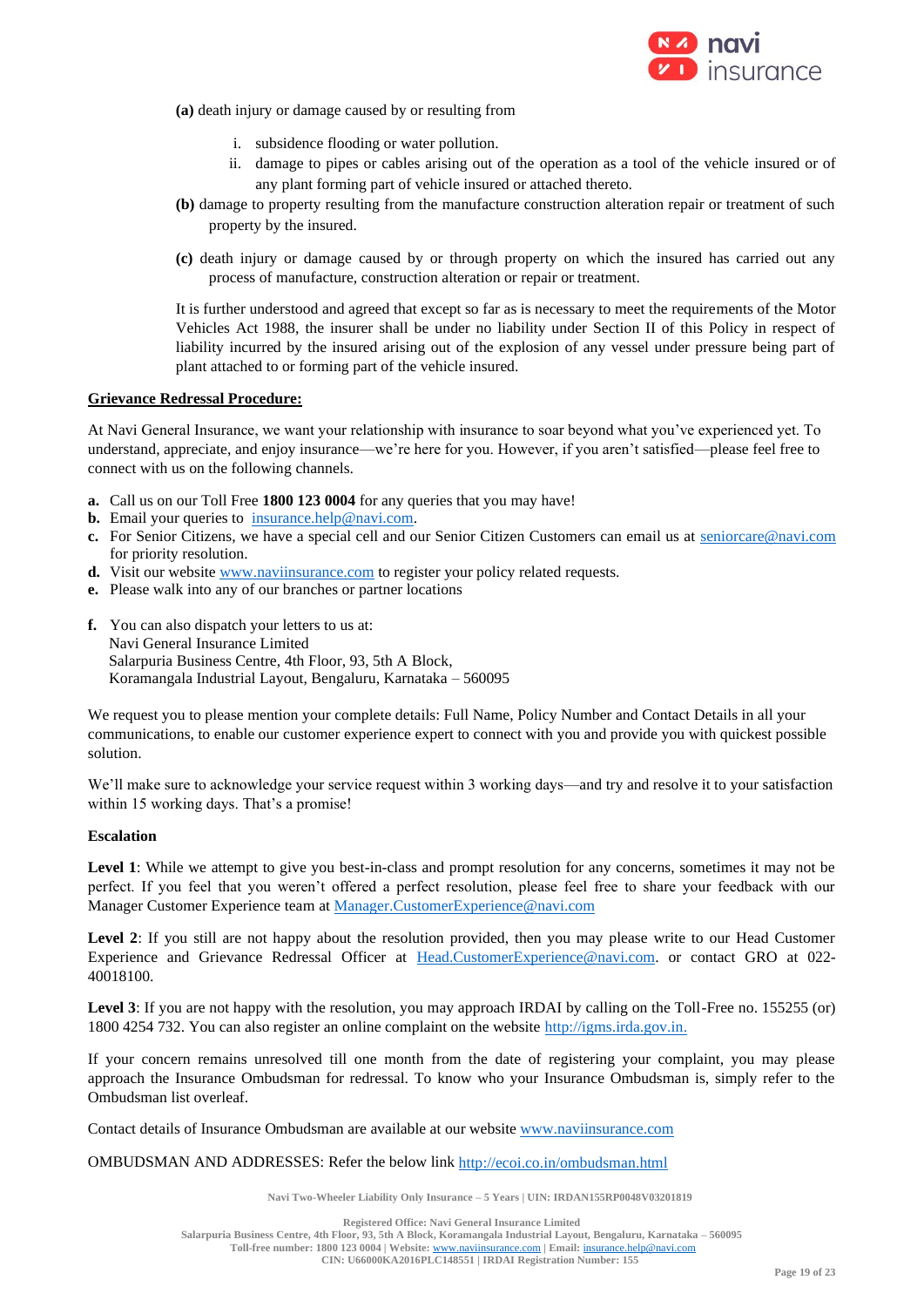**(a)** death injury or damage caused by or resulting from

i. subsidence flooding or water pollution.
ii. damage to pipes or cables arising out of the operation as a tool of the vehicle insured or of any plant forming part of vehicle insured or attached thereto.

**(b)** damage to property resulting from the manufacture construction alteration repair or treatment of such property by the insured.

**(c)** death injury or damage caused by or through property on which the insured has carried out any process of manufacture, construction alteration or repair or treatment.

It is further understood and agreed that except so far as is necessary to meet the requirements of the Motor Vehicles Act 1988, the insurer shall be under no liability under Section II of this Policy in respect of liability incurred by the insured arising out of the explosion of any vessel under pressure being part of plant attached to or forming part of the vehicle insured.

**Grievance Redressal Procedure:**

At Navi General Insurance, we want your relationship with insurance to soar beyond what you've experienced yet. To understand, appreciate, and enjoy insurance—we're here for you. However, if you aren't satisfied—please feel free to connect with us on the following channels.

**a.** Call us on our Toll Free **1800 123 0004** for any queries that you may have!
**b.** Email your queries to insurance.help@navi.com.
**c.** For Senior Citizens, we have a special cell and our Senior Citizen Customers can email us at seniorcare@navi.com for priority resolution.
**d.** Visit our website www.naviinsurance.com to register your policy related requests.
**e.** Please walk into any of our branches or partner locations

**f.** You can also dispatch your letters to us at:
Navi General Insurance Limited
Salarpuria Business Centre, 4th Floor, 93, 5th A Block,
Koramangala Industrial Layout, Bengaluru, Karnataka – 560095

We request you to please mention your complete details: Full Name, Policy Number and Contact Details in all your communications, to enable our customer experience expert to connect with you and provide you with quickest possible solution.

We'll make sure to acknowledge your service request within 3 working days—and try and resolve it to your satisfaction within 15 working days. That's a promise!

**Escalation**

**Level 1**: While we attempt to give you best-in-class and prompt resolution for any concerns, sometimes it may not be perfect. If you feel that you weren't offered a perfect resolution, please feel free to share your feedback with our Manager Customer Experience team at Manager.CustomerExperience@navi.com

**Level 2**: If you still are not happy about the resolution provided, then you may please write to our Head Customer Experience and Grievance Redressal Officer at Head.CustomerExperience@navi.com. or contact GRO at 022-40018100.

**Level 3**: If you are not happy with the resolution, you may approach IRDAI by calling on the Toll-Free no. 155255 (or) 1800 4254 732. You can also register an online complaint on the website http://igms.irda.gov.in.

If your concern remains unresolved till one month from the date of registering your complaint, you may please approach the Insurance Ombudsman for redressal. To know who your Insurance Ombudsman is, simply refer to the Ombudsman list overleaf.

Contact details of Insurance Ombudsman are available at our website www.naviinsurance.com

OMBUDSMAN AND ADDRESSES: Refer the below link http://ecoi.co.in/ombudsman.html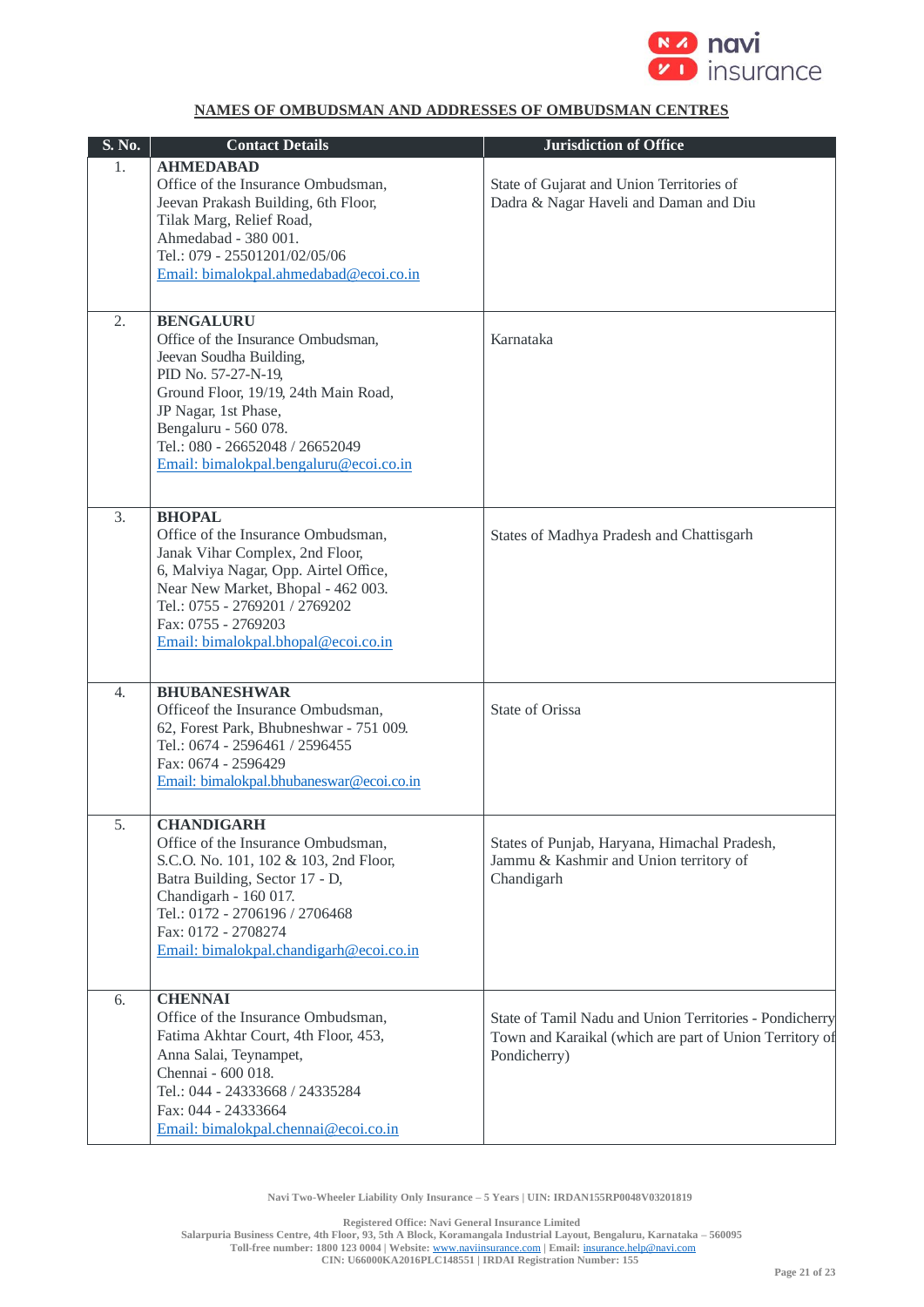## NAMES OF OMBUDSMAN AND ADDRESSES OF OMBUDSMAN CENTRES

| S. No. | Contact Details | Jurisdiction of Office |
|---|---|---|
| 1. | **AHMEDABAD**<br>Office of the Insurance Ombudsman,<br>Jeevan Prakash Building, 6th Floor,<br>Tilak Marg, Relief Road,<br>Ahmedabad - 380 001.<br>Tel.: 079 - 25501201/02/05/06<br>Email: bimalokpal.ahmedabad@ecoi.co.in | State of Gujarat and Union Territories of Dadra & Nagar Haveli and Daman and Diu |
| 2. | **BENGALURU**<br>Office of the Insurance Ombudsman,<br>Jeevan Soudha Building,<br>PID No. 57-27-N-19,<br>Ground Floor, 19/19, 24th Main Road,<br>JP Nagar, 1st Phase,<br>Bengaluru - 560 078.<br>Tel.: 080 - 26652048 / 26652049<br>Email: bimalokpal.bengaluru@ecoi.co.in | Karnataka |
| 3. | **BHOPAL**<br>Office of the Insurance Ombudsman,<br>Janak Vihar Complex, 2nd Floor,<br>6, Malviya Nagar, Opp. Airtel Office,<br>Near New Market, Bhopal - 462 003.<br>Tel.: 0755 - 2769201 / 2769202<br>Fax: 0755 - 2769203<br>Email: bimalokpal.bhopal@ecoi.co.in | States of Madhya Pradesh and Chattisgarh |
| 4. | **BHUBANESHWAR**<br>Officeof the Insurance Ombudsman,<br>62, Forest Park, Bhubneshwar - 751 009.<br>Tel.: 0674 - 2596461 / 2596455<br>Fax: 0674 - 2596429<br>Email: bimalokpal.bhubaneswar@ecoi.co.in | State of Orissa |
| 5. | **CHANDIGARH**<br>Office of the Insurance Ombudsman,<br>S.C.O. No. 101, 102 & 103, 2nd Floor,<br>Batra Building, Sector 17 - D,<br>Chandigarh - 160 017.<br>Tel.: 0172 - 2706196 / 2706468<br>Fax: 0172 - 2708274<br>Email: bimalokpal.chandigarh@ecoi.co.in | States of Punjab, Haryana, Himachal Pradesh, Jammu & Kashmir and Union territory of Chandigarh |
| 6. | **CHENNAI**<br>Office of the Insurance Ombudsman,<br>Fatima Akhtar Court, 4th Floor, 453,<br>Anna Salai, Teynampet,<br>Chennai - 600 018.<br>Tel.: 044 - 24333668 / 24335284<br>Fax: 044 - 24333664<br>Email: bimalokpal.chennai@ecoi.co.in | State of Tamil Nadu and Union Territories - Pondicherry Town and Karaikal (which are part of Union Territory of Pondicherry) |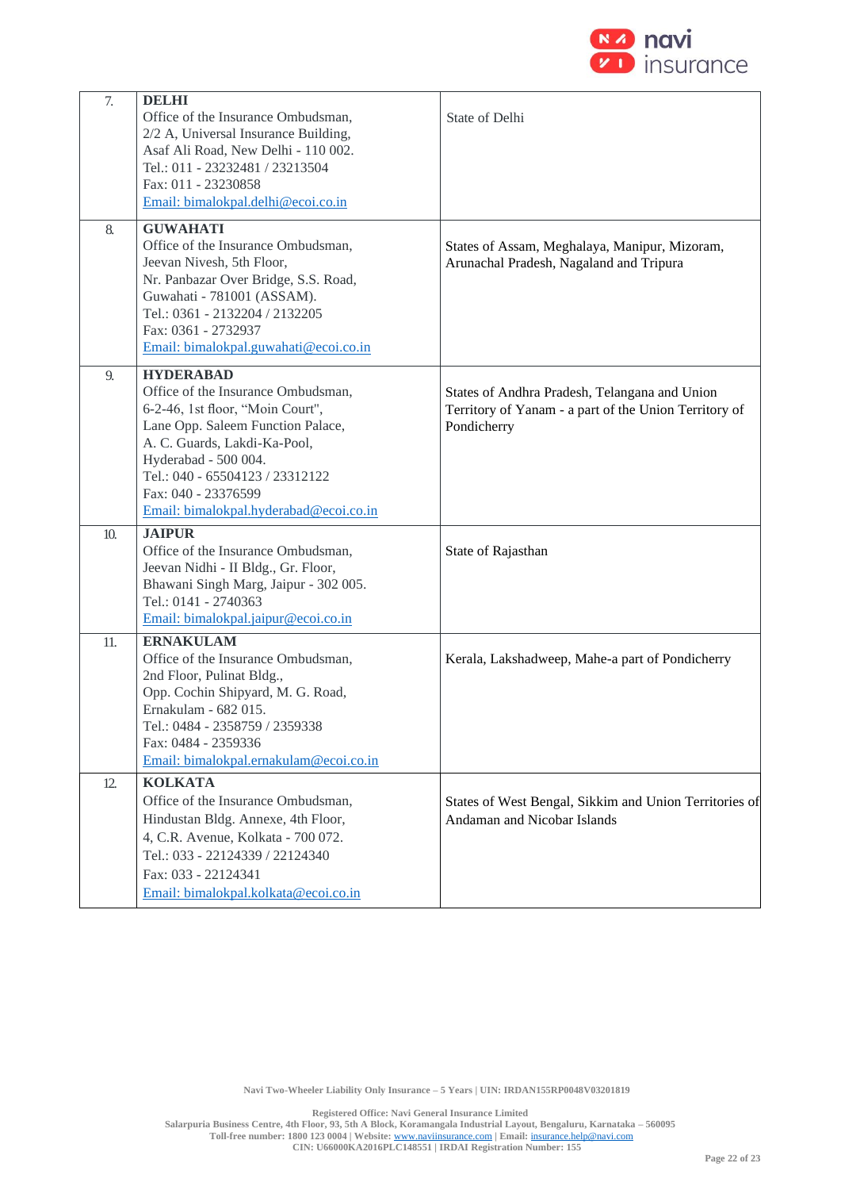| 7. | **DELHI**<br>Office of the Insurance Ombudsman,<br>2/2 A, Universal Insurance Building,<br>Asaf Ali Road, New Delhi - 110 002.<br>Tel.: 011 - 23232481 / 23213504<br>Fax: 011 - 23230858<br>Email: bimalokpal.delhi@ecoi.co.in | State of Delhi |
|---|---|---|
| 8. | **GUWAHATI**<br>Office of the Insurance Ombudsman,<br>Jeevan Nivesh, 5th Floor,<br>Nr. Panbazar Over Bridge, S.S. Road,<br>Guwahati - 781001 (ASSAM).<br>Tel.: 0361 - 2132204 / 2132205<br>Fax: 0361 - 2732937<br>Email: bimalokpal.guwahati@ecoi.co.in | States of Assam, Meghalaya, Manipur, Mizoram, Arunachal Pradesh, Nagaland and Tripura |
| 9. | **HYDERABAD**<br>Office of the Insurance Ombudsman,<br>6-2-46, 1st floor, "Moin Court",<br>Lane Opp. Saleem Function Palace,<br>A. C. Guards, Lakdi-Ka-Pool,<br>Hyderabad - 500 004.<br>Tel.: 040 - 65504123 / 23312122<br>Fax: 040 - 23376599<br>Email: bimalokpal.hyderabad@ecoi.co.in | States of Andhra Pradesh, Telangana and Union Territory of Yanam - a part of the Union Territory of Pondicherry |
| 10. | **JAIPUR**<br>Office of the Insurance Ombudsman,<br>Jeevan Nidhi - II Bldg., Gr. Floor,<br>Bhawani Singh Marg, Jaipur - 302 005.<br>Tel.: 0141 - 2740363<br>Email: bimalokpal.jaipur@ecoi.co.in | State of Rajasthan |
| 11. | **ERNAKULAM**<br>Office of the Insurance Ombudsman,<br>2nd Floor, Pulinat Bldg.,<br>Opp. Cochin Shipyard, M. G. Road,<br>Ernakulam - 682 015.<br>Tel.: 0484 - 2358759 / 2359338<br>Fax: 0484 - 2359336<br>Email: bimalokpal.ernakulam@ecoi.co.in | Kerala, Lakshadweep, Mahe-a part of Pondicherry |
| 12. | **KOLKATA**<br>Office of the Insurance Ombudsman,<br>Hindustan Bldg. Annexe, 4th Floor,<br>4, C.R. Avenue, Kolkata - 700 072.<br>Tel.: 033 - 22124339 / 22124340<br>Fax: 033 - 22124341<br>Email: bimalokpal.kolkata@ecoi.co.in | States of West Bengal, Sikkim and Union Territories of Andaman and Nicobar Islands |

**Navi Two-Wheeler Liability Only Insurance – 5 Years | UIN: IRDAN155RP0048V03201819**

**Registered Office: Navi General Insurance Limited**
**Salarpuria Business Centre, 4th Floor, 93, 5th A Block, Koramangala Industrial Layout, Bengaluru, Karnataka – 560095**
**Toll-free number: 1800 123 0004 | Website: www.naviinsurance.com | Email: insurance.help@navi.com**
**CIN: U66000KA2016PLC148551 | IRDAI Registration Number: 155**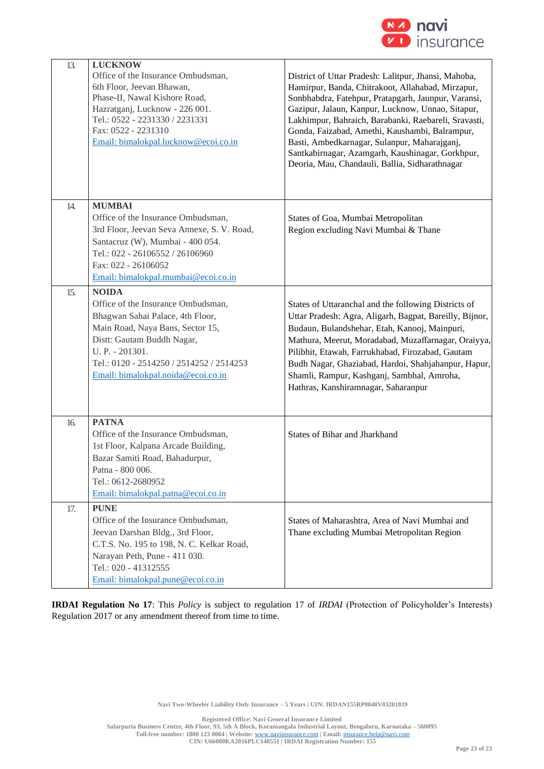| | | |
|---|---|---|
| 13. | **LUCKNOW**<br>Office of the Insurance Ombudsman,<br>6th Floor, Jeevan Bhawan,<br>Phase-II, Nawal Kishore Road,<br>Hazratganj, Lucknow - 226 001.<br>Tel.: 0522 - 2231330 / 2231331<br>Fax: 0522 - 2231310<br>Email: bimalokpal.lucknow@ecoi.co.in | District of Uttar Pradesh: Lalitpur, Jhansi, Mahoba, Hamirpur, Banda, Chitrakoot, Allahabad, Mirzapur, Sonbhabdra, Fatehpur, Pratapgarh, Jaunpur, Varansi, Gazipur, Jalaun, Kanpur, Lucknow, Unnao, Sitapur, Lakhimpur, Bahraich, Barabanki, Raebareli, Sravasti, Gonda, Faizabad, Amethi, Kaushambi, Balrampur, Basti, Ambedkarnagar, Sulanpur, Maharajganj, Santkabirnagar, Azamgarh, Kaushinagar, Gorkhpur, Deoria, Mau, Chandauli, Ballia, Sidharathnagar |
| 14. | **MUMBAI**<br>Office of the Insurance Ombudsman,<br>3rd Floor, Jeevan Seva Annexe, S. V. Road,<br>Santacruz (W), Mumbai - 400 054.<br>Tel.: 022 - 26106552 / 26106960<br>Fax: 022 - 26106052<br>Email: bimalokpal.mumbai@ecoi.co.in | States of Goa, Mumbai Metropolitan Region excluding Navi Mumbai & Thane |
| 15. | **NOIDA**<br>Office of the Insurance Ombudsman,<br>Bhagwan Sahai Palace, 4th Floor,<br>Main Road, Naya Bans, Sector 15,<br>Distt: Gautam Buddh Nagar,<br>U. P. - 201301.<br>Tel.: 0120 - 2514250 / 2514252 / 2514253<br>Email: bimalokpal.noida@ecoi.co.in | States of Uttaranchal and the following Districts of Uttar Pradesh: Agra, Aligarh, Bagpat, Bareilly, Bijnor, Budaun, Bulandshehar, Etah, Kanooj, Mainpuri, Mathura, Meerut, Moradabad, Muzaffarnagar, Oraiyya, Pilibhit, Etawah, Farrukhabad, Firozabad, Gautam Budh Nagar, Ghaziabad, Hardoi, Shahjahanpur, Hapur, Shamli, Rampur, Kashganj, Sambhal, Amroha, Hathras, Kanshiramnagar, Saharanpur |
| 16. | **PATNA**<br>Office of the Insurance Ombudsman,<br>1st Floor, Kalpana Arcade Building,<br>Bazar Samiti Road, Bahadurpur,<br>Patna - 800 006.<br>Tel.: 0612-2680952<br>Email: bimalokpal.patna@ecoi.co.in | States of Bihar and Jharkhand |
| 17. | **PUNE**<br>Office of the Insurance Ombudsman,<br>Jeevan Darshan Bldg., 3rd Floor,<br>C.T.S. No. 195 to 198, N. C. Kelkar Road,<br>Narayan Peth, Pune - 411 030.<br>Tel.: 020 - 41312555<br>Email: bimalokpal.pune@ecoi.co.in | States of Maharashtra, Area of Navi Mumbai and Thane excluding Mumbai Metropolitan Region |

**IRDAI Regulation No 17**: This *Policy* is subject to regulation 17 of *IRDAI* (Protection of Policyholder's Interests) Regulation 2017 or any amendment thereof from time to time.